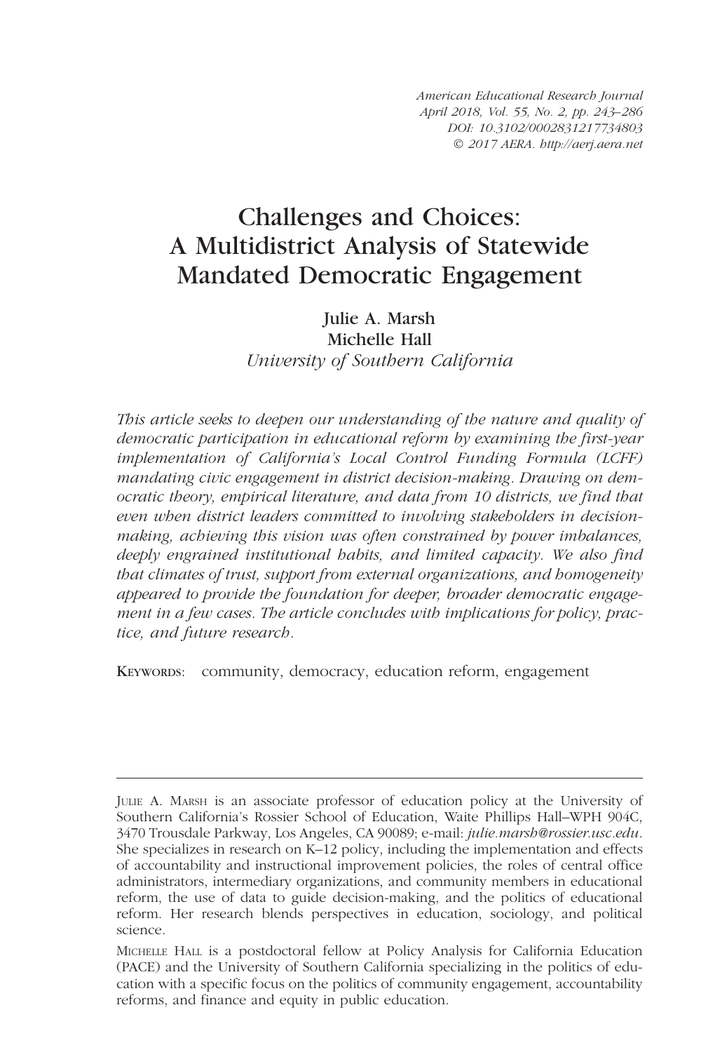American Educational Research Journal
April 2018, Vol. 55, No. 2, pp. 243–286
DOI: 10.3102/0002831217734803
© 2017 AERA. http://aerj.aera.net

# Challenges and Choices: A Multidistrict Analysis of Statewide Mandated Democratic Engagement

**Julie A. Marsh**
**Michelle Hall**
*University of Southern California*

*This article seeks to deepen our understanding of the nature and quality of democratic participation in educational reform by examining the first-year implementation of California's Local Control Funding Formula (LCFF) mandating civic engagement in district decision-making. Drawing on democratic theory, empirical literature, and data from 10 districts, we find that even when district leaders committed to involving stakeholders in decision-making, achieving this vision was often constrained by power imbalances, deeply engrained institutional habits, and limited capacity. We also find that climates of trust, support from external organizations, and homogeneity appeared to provide the foundation for deeper, broader democratic engagement in a few cases. The article concludes with implications for policy, practice, and future research.*

KEYWORDS: community, democracy, education reform, engagement

---

JULIE A. MARSH is an associate professor of education policy at the University of Southern California's Rossier School of Education, Waite Phillips Hall–WPH 904C, 3470 Trousdale Parkway, Los Angeles, CA 90089; e-mail: *julie.marsh@rossier.usc.edu*. She specializes in research on K–12 policy, including the implementation and effects of accountability and instructional improvement policies, the roles of central office administrators, intermediary organizations, and community members in educational reform, the use of data to guide decision-making, and the politics of educational reform. Her research blends perspectives in education, sociology, and political science.

MICHELLE HALL is a postdoctoral fellow at Policy Analysis for California Education (PACE) and the University of Southern California specializing in the politics of education with a specific focus on the politics of community engagement, accountability reforms, and finance and equity in public education.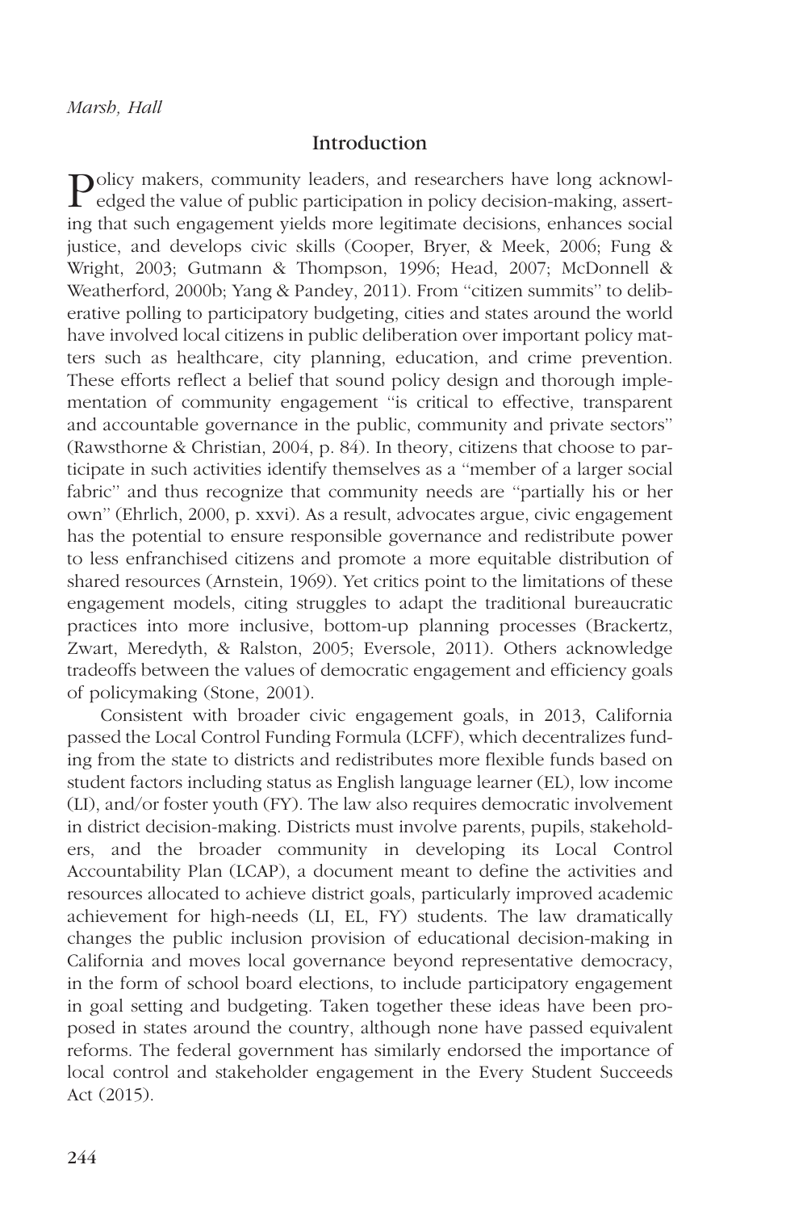## Introduction

Policy makers, community leaders, and researchers have long acknowledged the value of public participation in policy decision-making, asserting that such engagement yields more legitimate decisions, enhances social justice, and develops civic skills (Cooper, Bryer, & Meek, 2006; Fung & Wright, 2003; Gutmann & Thompson, 1996; Head, 2007; McDonnell & Weatherford, 2000b; Yang & Pandey, 2011). From "citizen summits" to deliberative polling to participatory budgeting, cities and states around the world have involved local citizens in public deliberation over important policy matters such as healthcare, city planning, education, and crime prevention. These efforts reflect a belief that sound policy design and thorough implementation of community engagement "is critical to effective, transparent and accountable governance in the public, community and private sectors" (Rawsthorne & Christian, 2004, p. 84). In theory, citizens that choose to participate in such activities identify themselves as a "member of a larger social fabric" and thus recognize that community needs are "partially his or her own" (Ehrlich, 2000, p. xxvi). As a result, advocates argue, civic engagement has the potential to ensure responsible governance and redistribute power to less enfranchised citizens and promote a more equitable distribution of shared resources (Arnstein, 1969). Yet critics point to the limitations of these engagement models, citing struggles to adapt the traditional bureaucratic practices into more inclusive, bottom-up planning processes (Brackertz, Zwart, Meredyth, & Ralston, 2005; Eversole, 2011). Others acknowledge tradeoffs between the values of democratic engagement and efficiency goals of policymaking (Stone, 2001).

Consistent with broader civic engagement goals, in 2013, California passed the Local Control Funding Formula (LCFF), which decentralizes funding from the state to districts and redistributes more flexible funds based on student factors including status as English language learner (EL), low income (LI), and/or foster youth (FY). The law also requires democratic involvement in district decision-making. Districts must involve parents, pupils, stakeholders, and the broader community in developing its Local Control Accountability Plan (LCAP), a document meant to define the activities and resources allocated to achieve district goals, particularly improved academic achievement for high-needs (LI, EL, FY) students. The law dramatically changes the public inclusion provision of educational decision-making in California and moves local governance beyond representative democracy, in the form of school board elections, to include participatory engagement in goal setting and budgeting. Taken together these ideas have been proposed in states around the country, although none have passed equivalent reforms. The federal government has similarly endorsed the importance of local control and stakeholder engagement in the Every Student Succeeds Act (2015).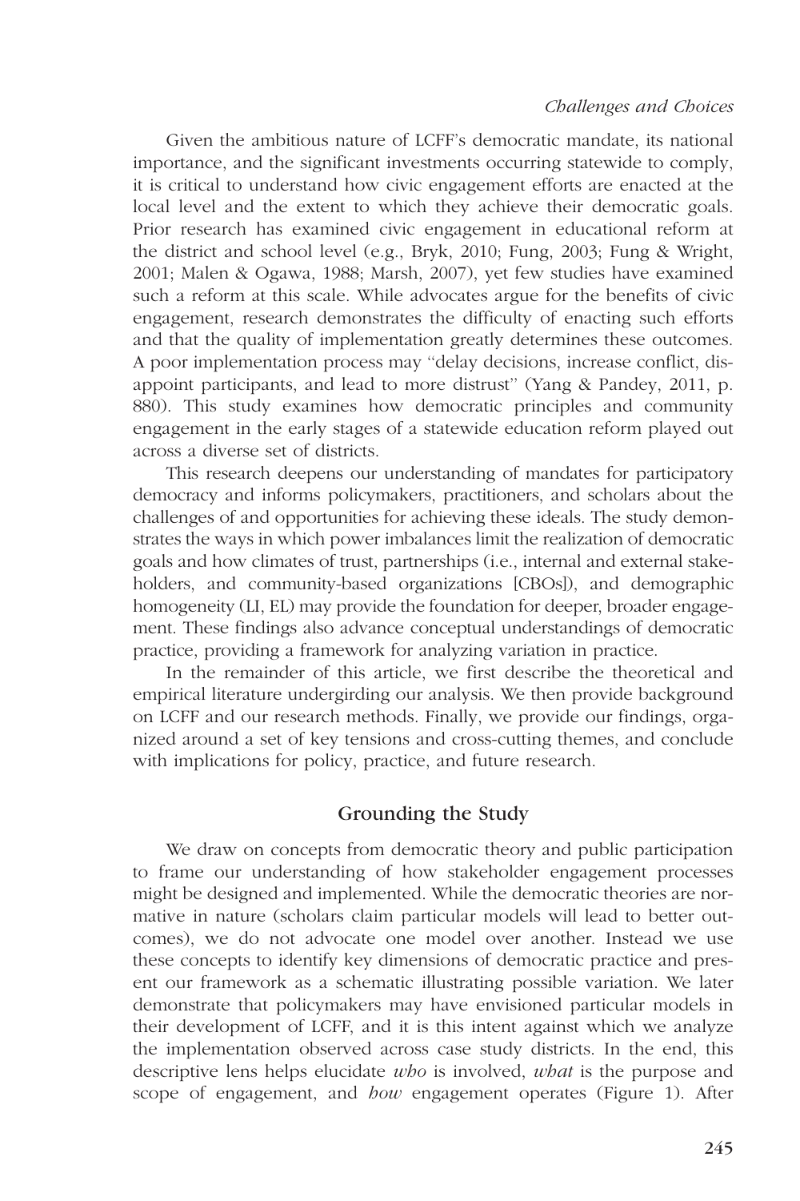Given the ambitious nature of LCFF's democratic mandate, its national importance, and the significant investments occurring statewide to comply, it is critical to understand how civic engagement efforts are enacted at the local level and the extent to which they achieve their democratic goals. Prior research has examined civic engagement in educational reform at the district and school level (e.g., Bryk, 2010; Fung, 2003; Fung & Wright, 2001; Malen & Ogawa, 1988; Marsh, 2007), yet few studies have examined such a reform at this scale. While advocates argue for the benefits of civic engagement, research demonstrates the difficulty of enacting such efforts and that the quality of implementation greatly determines these outcomes. A poor implementation process may "delay decisions, increase conflict, disappoint participants, and lead to more distrust" (Yang & Pandey, 2011, p. 880). This study examines how democratic principles and community engagement in the early stages of a statewide education reform played out across a diverse set of districts.

This research deepens our understanding of mandates for participatory democracy and informs policymakers, practitioners, and scholars about the challenges of and opportunities for achieving these ideals. The study demonstrates the ways in which power imbalances limit the realization of democratic goals and how climates of trust, partnerships (i.e., internal and external stakeholders, and community-based organizations [CBOs]), and demographic homogeneity (LI, EL) may provide the foundation for deeper, broader engagement. These findings also advance conceptual understandings of democratic practice, providing a framework for analyzing variation in practice.

In the remainder of this article, we first describe the theoretical and empirical literature undergirding our analysis. We then provide background on LCFF and our research methods. Finally, we provide our findings, organized around a set of key tensions and cross-cutting themes, and conclude with implications for policy, practice, and future research.

## Grounding the Study

We draw on concepts from democratic theory and public participation to frame our understanding of how stakeholder engagement processes might be designed and implemented. While the democratic theories are normative in nature (scholars claim particular models will lead to better outcomes), we do not advocate one model over another. Instead we use these concepts to identify key dimensions of democratic practice and present our framework as a schematic illustrating possible variation. We later demonstrate that policymakers may have envisioned particular models in their development of LCFF, and it is this intent against which we analyze the implementation observed across case study districts. In the end, this descriptive lens helps elucidate *who* is involved, *what* is the purpose and scope of engagement, and *how* engagement operates (Figure 1). After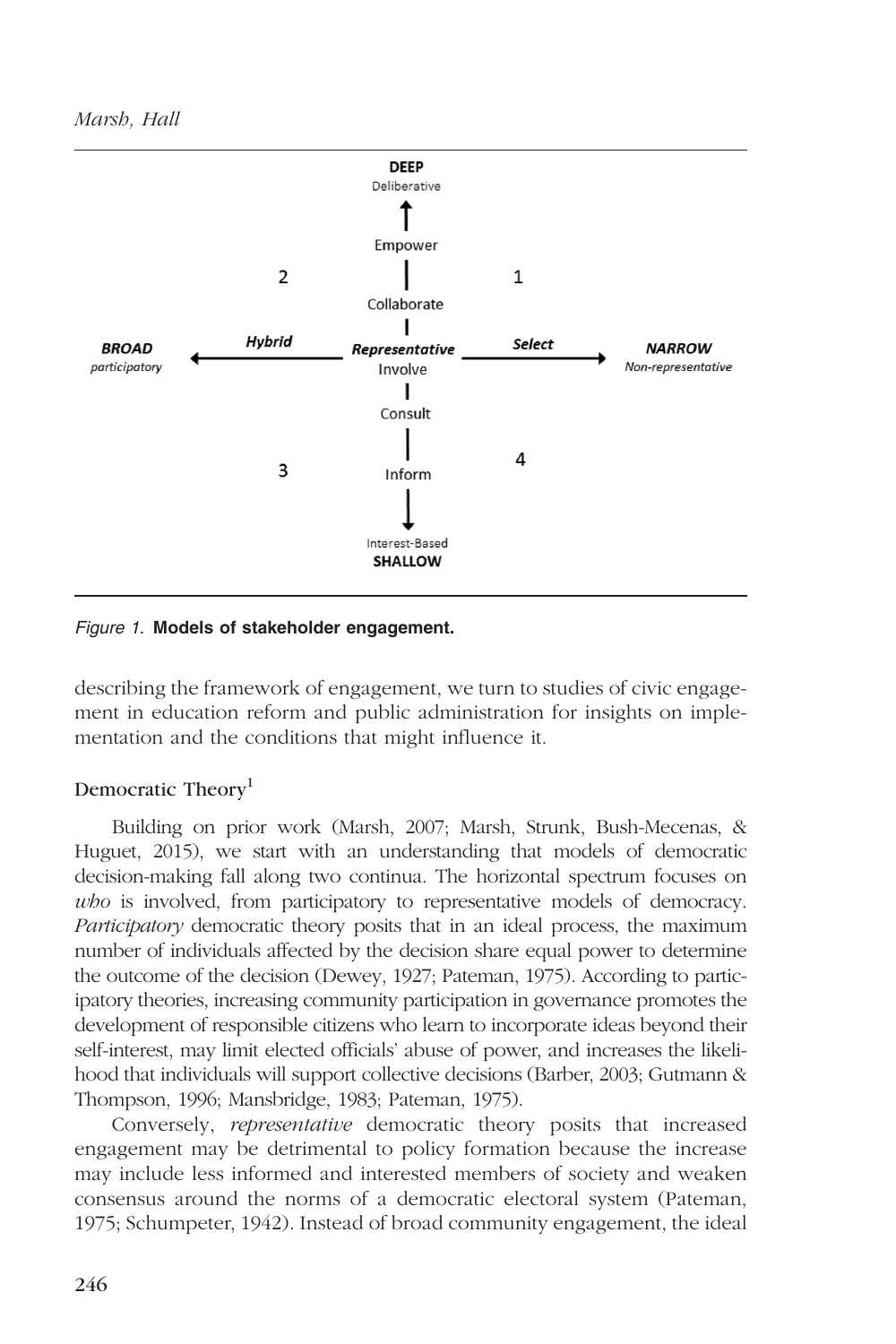Figure 1. **Models of stakeholder engagement.**

describing the framework of engagement, we turn to studies of civic engagement in education reform and public administration for insights on implementation and the conditions that might influence it.

## Democratic Theory[1]

Building on prior work (Marsh, 2007; Marsh, Strunk, Bush-Mecenas, & Huguet, 2015), we start with an understanding that models of democratic decision-making fall along two continua. The horizontal spectrum focuses on *who* is involved, from participatory to representative models of democracy. *Participatory* democratic theory posits that in an ideal process, the maximum number of individuals affected by the decision share equal power to determine the outcome of the decision (Dewey, 1927; Pateman, 1975). According to participatory theories, increasing community participation in governance promotes the development of responsible citizens who learn to incorporate ideas beyond their self-interest, may limit elected officials' abuse of power, and increases the likelihood that individuals will support collective decisions (Barber, 2003; Gutmann & Thompson, 1996; Mansbridge, 1983; Pateman, 1975).

Conversely, *representative* democratic theory posits that increased engagement may be detrimental to policy formation because the increase may include less informed and interested members of society and weaken consensus around the norms of a democratic electoral system (Pateman, 1975; Schumpeter, 1942). Instead of broad community engagement, the ideal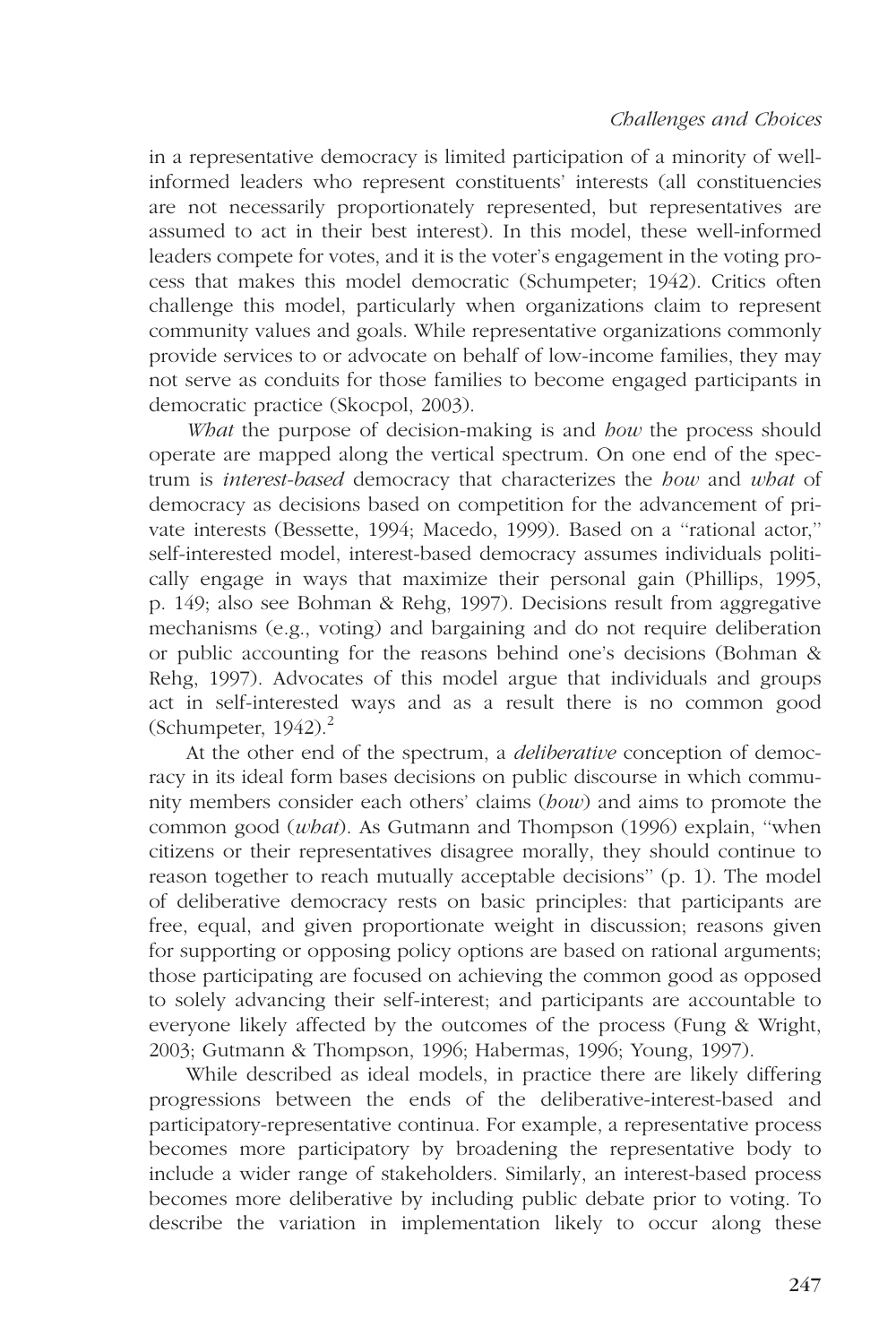in a representative democracy is limited participation of a minority of well-informed leaders who represent constituents' interests (all constituencies are not necessarily proportionately represented, but representatives are assumed to act in their best interest). In this model, these well-informed leaders compete for votes, and it is the voter's engagement in the voting process that makes this model democratic (Schumpeter; 1942). Critics often challenge this model, particularly when organizations claim to represent community values and goals. While representative organizations commonly provide services to or advocate on behalf of low-income families, they may not serve as conduits for those families to become engaged participants in democratic practice (Skocpol, 2003).

*What* the purpose of decision-making is and *how* the process should operate are mapped along the vertical spectrum. On one end of the spectrum is *interest-based* democracy that characterizes the *how* and *what* of democracy as decisions based on competition for the advancement of private interests (Bessette, 1994; Macedo, 1999). Based on a ''rational actor,'' self-interested model, interest-based democracy assumes individuals politically engage in ways that maximize their personal gain (Phillips, 1995, p. 149; also see Bohman & Rehg, 1997). Decisions result from aggregative mechanisms (e.g., voting) and bargaining and do not require deliberation or public accounting for the reasons behind one's decisions (Bohman & Rehg, 1997). Advocates of this model argue that individuals and groups act in self-interested ways and as a result there is no common good (Schumpeter, 1942).[2]

At the other end of the spectrum, a *deliberative* conception of democracy in its ideal form bases decisions on public discourse in which community members consider each others' claims (*how*) and aims to promote the common good (*what*). As Gutmann and Thompson (1996) explain, ''when citizens or their representatives disagree morally, they should continue to reason together to reach mutually acceptable decisions'' (p. 1). The model of deliberative democracy rests on basic principles: that participants are free, equal, and given proportionate weight in discussion; reasons given for supporting or opposing policy options are based on rational arguments; those participating are focused on achieving the common good as opposed to solely advancing their self-interest; and participants are accountable to everyone likely affected by the outcomes of the process (Fung & Wright, 2003; Gutmann & Thompson, 1996; Habermas, 1996; Young, 1997).

While described as ideal models, in practice there are likely differing progressions between the ends of the deliberative-interest-based and participatory-representative continua. For example, a representative process becomes more participatory by broadening the representative body to include a wider range of stakeholders. Similarly, an interest-based process becomes more deliberative by including public debate prior to voting. To describe the variation in implementation likely to occur along these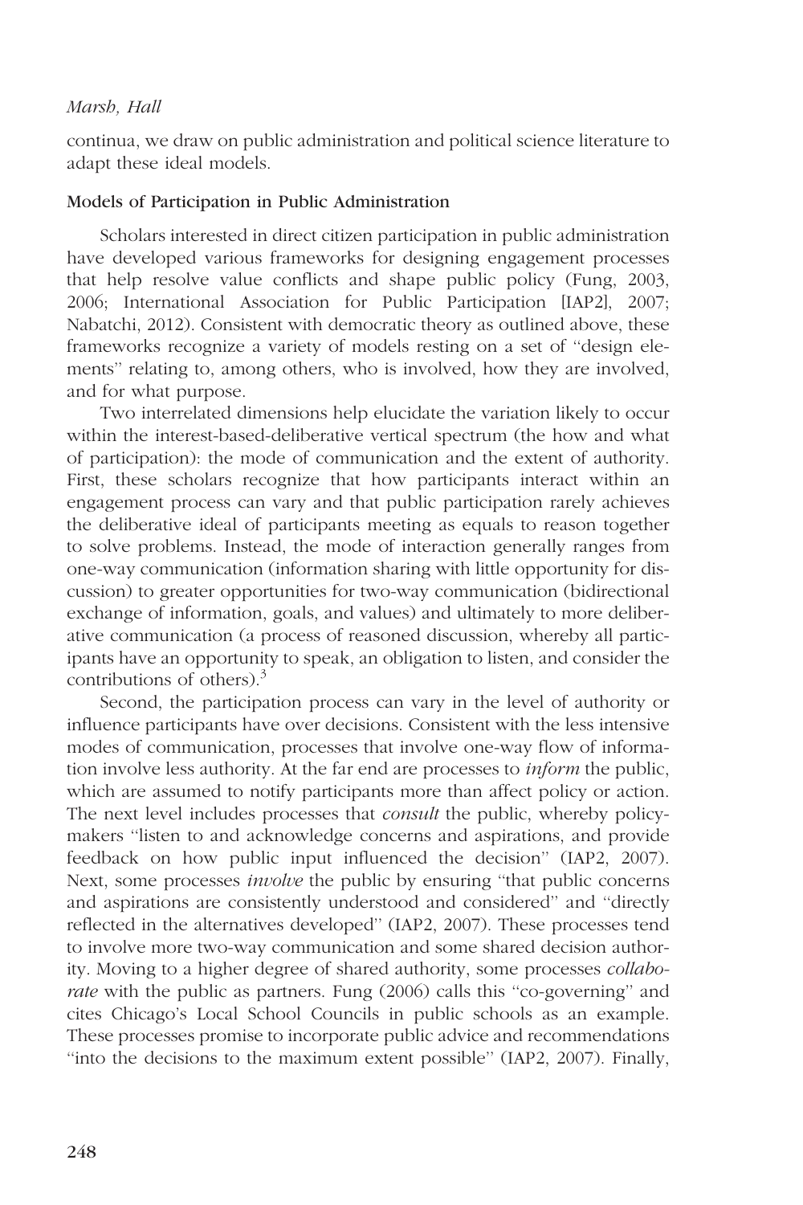continua, we draw on public administration and political science literature to adapt these ideal models.

### Models of Participation in Public Administration

Scholars interested in direct citizen participation in public administration have developed various frameworks for designing engagement processes that help resolve value conflicts and shape public policy (Fung, 2003, 2006; International Association for Public Participation [IAP2], 2007; Nabatchi, 2012). Consistent with democratic theory as outlined above, these frameworks recognize a variety of models resting on a set of "design elements" relating to, among others, who is involved, how they are involved, and for what purpose.

Two interrelated dimensions help elucidate the variation likely to occur within the interest-based-deliberative vertical spectrum (the how and what of participation): the mode of communication and the extent of authority. First, these scholars recognize that how participants interact within an engagement process can vary and that public participation rarely achieves the deliberative ideal of participants meeting as equals to reason together to solve problems. Instead, the mode of interaction generally ranges from one-way communication (information sharing with little opportunity for discussion) to greater opportunities for two-way communication (bidirectional exchange of information, goals, and values) and ultimately to more deliberative communication (a process of reasoned discussion, whereby all participants have an opportunity to speak, an obligation to listen, and consider the contributions of others).[3]

Second, the participation process can vary in the level of authority or influence participants have over decisions. Consistent with the less intensive modes of communication, processes that involve one-way flow of information involve less authority. At the far end are processes to *inform* the public, which are assumed to notify participants more than affect policy or action. The next level includes processes that *consult* the public, whereby policymakers "listen to and acknowledge concerns and aspirations, and provide feedback on how public input influenced the decision" (IAP2, 2007). Next, some processes *involve* the public by ensuring "that public concerns and aspirations are consistently understood and considered" and "directly reflected in the alternatives developed" (IAP2, 2007). These processes tend to involve more two-way communication and some shared decision authority. Moving to a higher degree of shared authority, some processes *collaborate* with the public as partners. Fung (2006) calls this "co-governing" and cites Chicago's Local School Councils in public schools as an example. These processes promise to incorporate public advice and recommendations "into the decisions to the maximum extent possible" (IAP2, 2007). Finally,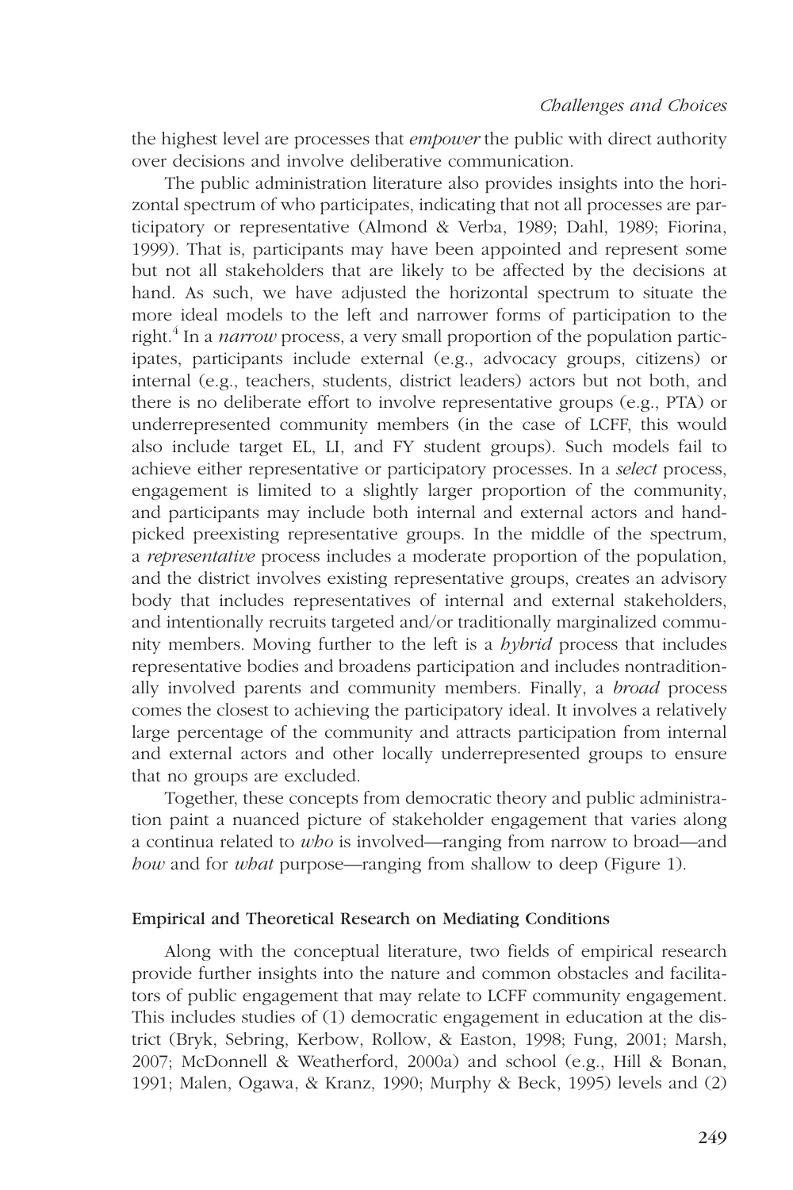the highest level are processes that *empower* the public with direct authority over decisions and involve deliberative communication.

The public administration literature also provides insights into the horizontal spectrum of who participates, indicating that not all processes are participatory or representative (Almond & Verba, 1989; Dahl, 1989; Fiorina, 1999). That is, participants may have been appointed and represent some but not all stakeholders that are likely to be affected by the decisions at hand. As such, we have adjusted the horizontal spectrum to situate the more ideal models to the left and narrower forms of participation to the right.[4] In a *narrow* process, a very small proportion of the population participates, participants include external (e.g., advocacy groups, citizens) or internal (e.g., teachers, students, district leaders) actors but not both, and there is no deliberate effort to involve representative groups (e.g., PTA) or underrepresented community members (in the case of LCFF, this would also include target EL, LI, and FY student groups). Such models fail to achieve either representative or participatory processes. In a *select* process, engagement is limited to a slightly larger proportion of the community, and participants may include both internal and external actors and handpicked preexisting representative groups. In the middle of the spectrum, a *representative* process includes a moderate proportion of the population, and the district involves existing representative groups, creates an advisory body that includes representatives of internal and external stakeholders, and intentionally recruits targeted and/or traditionally marginalized community members. Moving further to the left is a *hybrid* process that includes representative bodies and broadens participation and includes nontraditionally involved parents and community members. Finally, a *broad* process comes the closest to achieving the participatory ideal. It involves a relatively large percentage of the community and attracts participation from internal and external actors and other locally underrepresented groups to ensure that no groups are excluded.

Together, these concepts from democratic theory and public administration paint a nuanced picture of stakeholder engagement that varies along a continua related to *who* is involved—ranging from narrow to broad—and *how* and for *what* purpose—ranging from shallow to deep (Figure 1).

### Empirical and Theoretical Research on Mediating Conditions

Along with the conceptual literature, two fields of empirical research provide further insights into the nature and common obstacles and facilitators of public engagement that may relate to LCFF community engagement. This includes studies of (1) democratic engagement in education at the district (Bryk, Sebring, Kerbow, Rollow, & Easton, 1998; Fung, 2001; Marsh, 2007; McDonnell & Weatherford, 2000a) and school (e.g., Hill & Bonan, 1991; Malen, Ogawa, & Kranz, 1990; Murphy & Beck, 1995) levels and (2)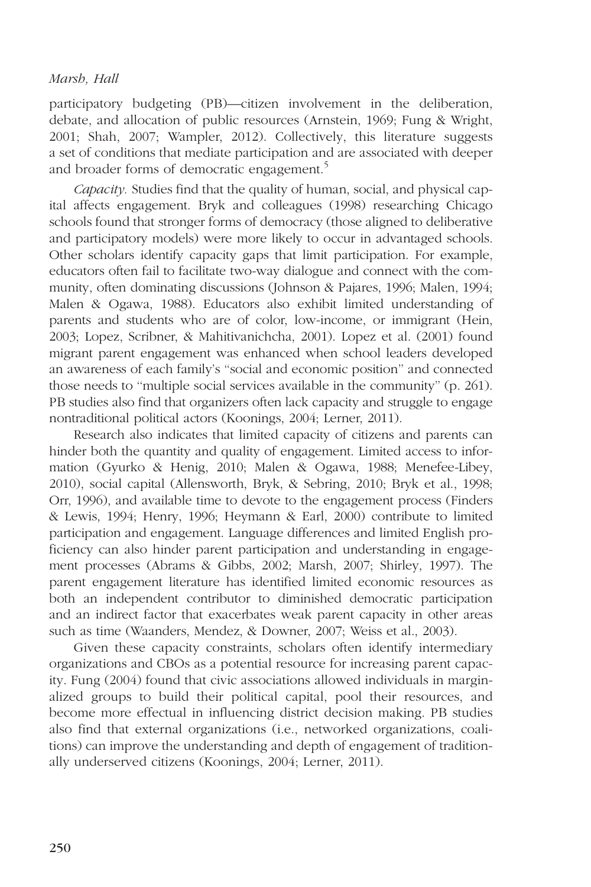participatory budgeting (PB)—citizen involvement in the deliberation, debate, and allocation of public resources (Arnstein, 1969; Fung & Wright, 2001; Shah, 2007; Wampler, 2012). Collectively, this literature suggests a set of conditions that mediate participation and are associated with deeper and broader forms of democratic engagement.[5]

*Capacity.* Studies find that the quality of human, social, and physical capital affects engagement. Bryk and colleagues (1998) researching Chicago schools found that stronger forms of democracy (those aligned to deliberative and participatory models) were more likely to occur in advantaged schools. Other scholars identify capacity gaps that limit participation. For example, educators often fail to facilitate two-way dialogue and connect with the community, often dominating discussions (Johnson & Pajares, 1996; Malen, 1994; Malen & Ogawa, 1988). Educators also exhibit limited understanding of parents and students who are of color, low-income, or immigrant (Hein, 2003; Lopez, Scribner, & Mahitivanichcha, 2001). Lopez et al. (2001) found migrant parent engagement was enhanced when school leaders developed an awareness of each family's "social and economic position" and connected those needs to "multiple social services available in the community" (p. 261). PB studies also find that organizers often lack capacity and struggle to engage nontraditional political actors (Koonings, 2004; Lerner, 2011).

Research also indicates that limited capacity of citizens and parents can hinder both the quantity and quality of engagement. Limited access to information (Gyurko & Henig, 2010; Malen & Ogawa, 1988; Menefee-Libey, 2010), social capital (Allensworth, Bryk, & Sebring, 2010; Bryk et al., 1998; Orr, 1996), and available time to devote to the engagement process (Finders & Lewis, 1994; Henry, 1996; Heymann & Earl, 2000) contribute to limited participation and engagement. Language differences and limited English proficiency can also hinder parent participation and understanding in engagement processes (Abrams & Gibbs, 2002; Marsh, 2007; Shirley, 1997). The parent engagement literature has identified limited economic resources as both an independent contributor to diminished democratic participation and an indirect factor that exacerbates weak parent capacity in other areas such as time (Waanders, Mendez, & Downer, 2007; Weiss et al., 2003).

Given these capacity constraints, scholars often identify intermediary organizations and CBOs as a potential resource for increasing parent capacity. Fung (2004) found that civic associations allowed individuals in marginalized groups to build their political capital, pool their resources, and become more effectual in influencing district decision making. PB studies also find that external organizations (i.e., networked organizations, coalitions) can improve the understanding and depth of engagement of traditionally underserved citizens (Koonings, 2004; Lerner, 2011).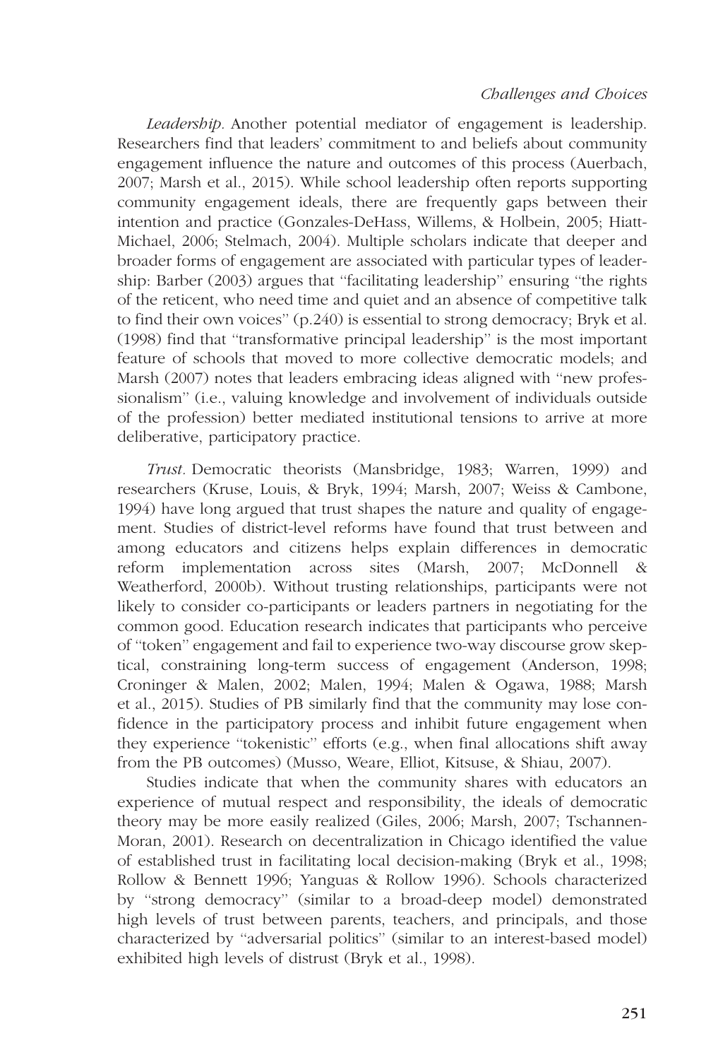*Leadership.* Another potential mediator of engagement is leadership. Researchers find that leaders' commitment to and beliefs about community engagement influence the nature and outcomes of this process (Auerbach, 2007; Marsh et al., 2015). While school leadership often reports supporting community engagement ideals, there are frequently gaps between their intention and practice (Gonzales-DeHass, Willems, & Holbein, 2005; Hiatt-Michael, 2006; Stelmach, 2004). Multiple scholars indicate that deeper and broader forms of engagement are associated with particular types of leadership: Barber (2003) argues that "facilitating leadership" ensuring "the rights of the reticent, who need time and quiet and an absence of competitive talk to find their own voices" (p.240) is essential to strong democracy; Bryk et al. (1998) find that "transformative principal leadership" is the most important feature of schools that moved to more collective democratic models; and Marsh (2007) notes that leaders embracing ideas aligned with "new professionalism" (i.e., valuing knowledge and involvement of individuals outside of the profession) better mediated institutional tensions to arrive at more deliberative, participatory practice.

*Trust.* Democratic theorists (Mansbridge, 1983; Warren, 1999) and researchers (Kruse, Louis, & Bryk, 1994; Marsh, 2007; Weiss & Cambone, 1994) have long argued that trust shapes the nature and quality of engagement. Studies of district-level reforms have found that trust between and among educators and citizens helps explain differences in democratic reform implementation across sites (Marsh, 2007; McDonnell & Weatherford, 2000b). Without trusting relationships, participants were not likely to consider co-participants or leaders partners in negotiating for the common good. Education research indicates that participants who perceive of "token" engagement and fail to experience two-way discourse grow skeptical, constraining long-term success of engagement (Anderson, 1998; Croninger & Malen, 2002; Malen, 1994; Malen & Ogawa, 1988; Marsh et al., 2015). Studies of PB similarly find that the community may lose confidence in the participatory process and inhibit future engagement when they experience "tokenistic" efforts (e.g., when final allocations shift away from the PB outcomes) (Musso, Weare, Elliot, Kitsuse, & Shiau, 2007).

Studies indicate that when the community shares with educators an experience of mutual respect and responsibility, the ideals of democratic theory may be more easily realized (Giles, 2006; Marsh, 2007; Tschannen-Moran, 2001). Research on decentralization in Chicago identified the value of established trust in facilitating local decision-making (Bryk et al., 1998; Rollow & Bennett 1996; Yanguas & Rollow 1996). Schools characterized by "strong democracy" (similar to a broad-deep model) demonstrated high levels of trust between parents, teachers, and principals, and those characterized by "adversarial politics" (similar to an interest-based model) exhibited high levels of distrust (Bryk et al., 1998).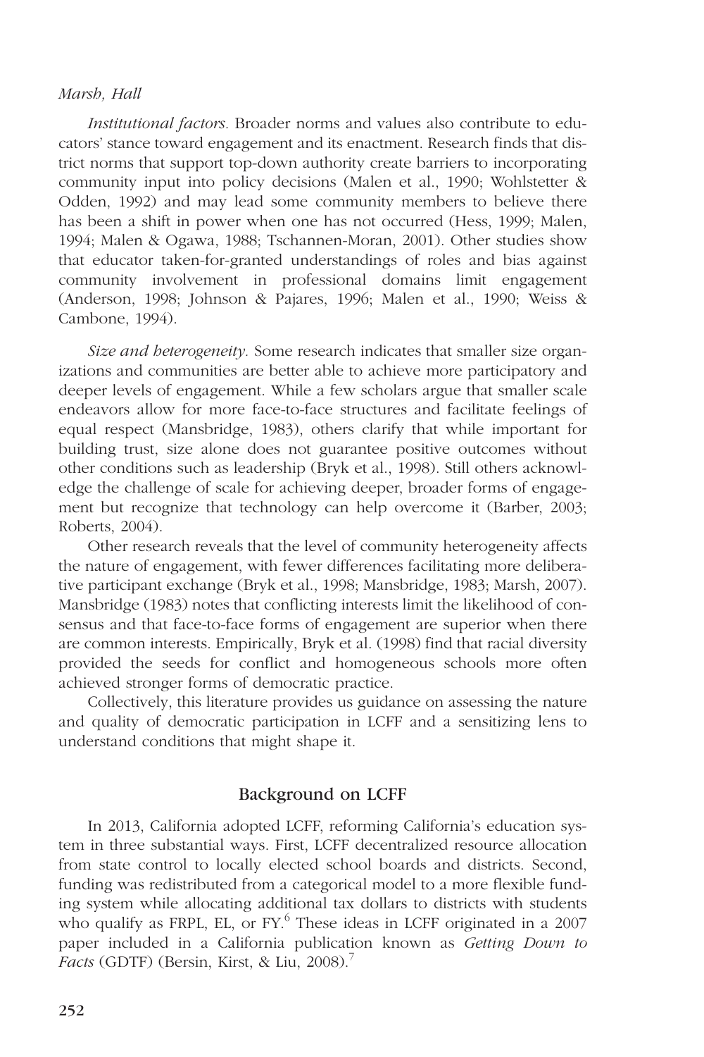*Institutional factors.* Broader norms and values also contribute to educators' stance toward engagement and its enactment. Research finds that district norms that support top-down authority create barriers to incorporating community input into policy decisions (Malen et al., 1990; Wohlstetter & Odden, 1992) and may lead some community members to believe there has been a shift in power when one has not occurred (Hess, 1999; Malen, 1994; Malen & Ogawa, 1988; Tschannen-Moran, 2001). Other studies show that educator taken-for-granted understandings of roles and bias against community involvement in professional domains limit engagement (Anderson, 1998; Johnson & Pajares, 1996; Malen et al., 1990; Weiss & Cambone, 1994).

*Size and heterogeneity.* Some research indicates that smaller size organizations and communities are better able to achieve more participatory and deeper levels of engagement. While a few scholars argue that smaller scale endeavors allow for more face-to-face structures and facilitate feelings of equal respect (Mansbridge, 1983), others clarify that while important for building trust, size alone does not guarantee positive outcomes without other conditions such as leadership (Bryk et al., 1998). Still others acknowledge the challenge of scale for achieving deeper, broader forms of engagement but recognize that technology can help overcome it (Barber, 2003; Roberts, 2004).

Other research reveals that the level of community heterogeneity affects the nature of engagement, with fewer differences facilitating more deliberative participant exchange (Bryk et al., 1998; Mansbridge, 1983; Marsh, 2007). Mansbridge (1983) notes that conflicting interests limit the likelihood of consensus and that face-to-face forms of engagement are superior when there are common interests. Empirically, Bryk et al. (1998) find that racial diversity provided the seeds for conflict and homogeneous schools more often achieved stronger forms of democratic practice.

Collectively, this literature provides us guidance on assessing the nature and quality of democratic participation in LCFF and a sensitizing lens to understand conditions that might shape it.

## Background on LCFF

In 2013, California adopted LCFF, reforming California's education system in three substantial ways. First, LCFF decentralized resource allocation from state control to locally elected school boards and districts. Second, funding was redistributed from a categorical model to a more flexible funding system while allocating additional tax dollars to districts with students who qualify as FRPL, EL, or FY.[6] These ideas in LCFF originated in a 2007 paper included in a California publication known as *Getting Down to Facts* (GDTF) (Bersin, Kirst, & Liu, 2008).[7]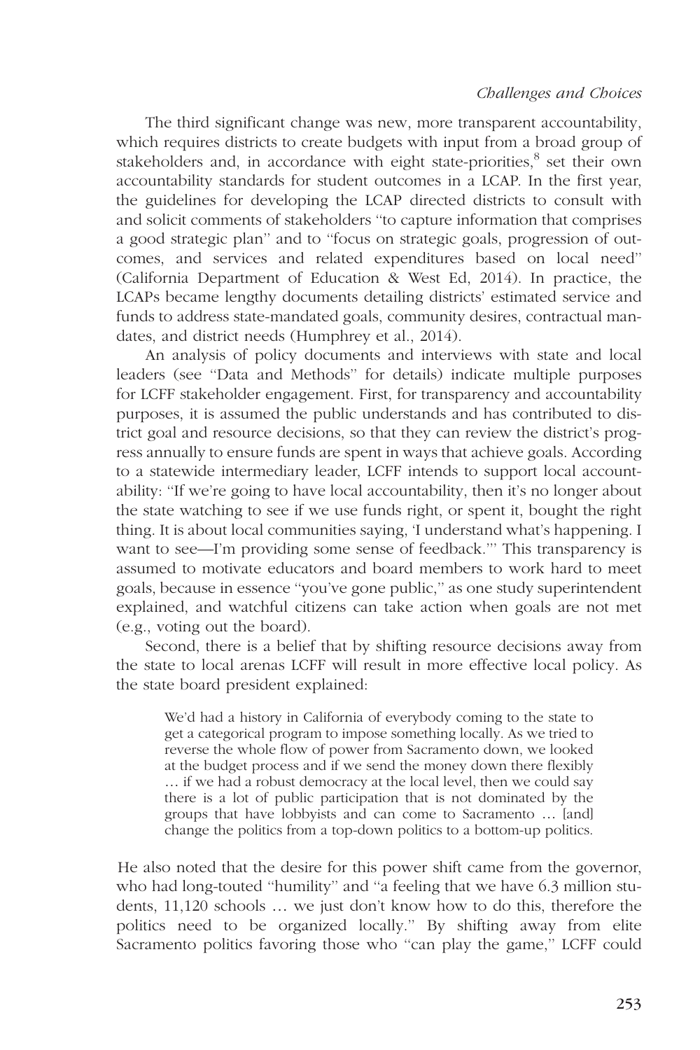The third significant change was new, more transparent accountability, which requires districts to create budgets with input from a broad group of stakeholders and, in accordance with eight state-priorities,[8] set their own accountability standards for student outcomes in a LCAP. In the first year, the guidelines for developing the LCAP directed districts to consult with and solicit comments of stakeholders "to capture information that comprises a good strategic plan" and to "focus on strategic goals, progression of outcomes, and services and related expenditures based on local need" (California Department of Education & West Ed, 2014). In practice, the LCAPs became lengthy documents detailing districts' estimated service and funds to address state-mandated goals, community desires, contractual mandates, and district needs (Humphrey et al., 2014).

An analysis of policy documents and interviews with state and local leaders (see "Data and Methods" for details) indicate multiple purposes for LCFF stakeholder engagement. First, for transparency and accountability purposes, it is assumed the public understands and has contributed to district goal and resource decisions, so that they can review the district's progress annually to ensure funds are spent in ways that achieve goals. According to a statewide intermediary leader, LCFF intends to support local accountability: "If we're going to have local accountability, then it's no longer about the state watching to see if we use funds right, or spent it, bought the right thing. It is about local communities saying, 'I understand what's happening. I want to see—I'm providing some sense of feedback.'" This transparency is assumed to motivate educators and board members to work hard to meet goals, because in essence "you've gone public," as one study superintendent explained, and watchful citizens can take action when goals are not met (e.g., voting out the board).

Second, there is a belief that by shifting resource decisions away from the state to local arenas LCFF will result in more effective local policy. As the state board president explained:

> We'd had a history in California of everybody coming to the state to get a categorical program to impose something locally. As we tried to reverse the whole flow of power from Sacramento down, we looked at the budget process and if we send the money down there flexibly … if we had a robust democracy at the local level, then we could say there is a lot of public participation that is not dominated by the groups that have lobbyists and can come to Sacramento … [and] change the politics from a top-down politics to a bottom-up politics.

He also noted that the desire for this power shift came from the governor, who had long-touted "humility" and "a feeling that we have 6.3 million students, 11,120 schools … we just don't know how to do this, therefore the politics need to be organized locally." By shifting away from elite Sacramento politics favoring those who "can play the game," LCFF could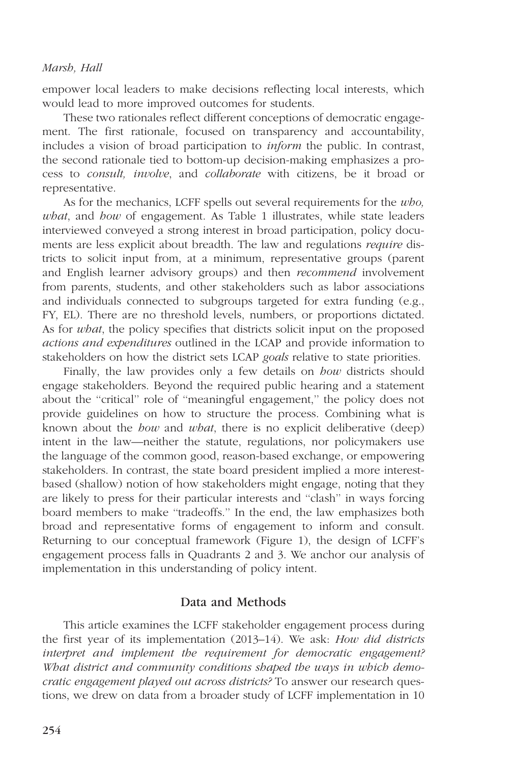empower local leaders to make decisions reflecting local interests, which would lead to more improved outcomes for students.

These two rationales reflect different conceptions of democratic engagement. The first rationale, focused on transparency and accountability, includes a vision of broad participation to *inform* the public. In contrast, the second rationale tied to bottom-up decision-making emphasizes a process to *consult, involve*, and *collaborate* with citizens, be it broad or representative.

As for the mechanics, LCFF spells out several requirements for the *who, what*, and *how* of engagement. As Table 1 illustrates, while state leaders interviewed conveyed a strong interest in broad participation, policy documents are less explicit about breadth. The law and regulations *require* districts to solicit input from, at a minimum, representative groups (parent and English learner advisory groups) and then *recommend* involvement from parents, students, and other stakeholders such as labor associations and individuals connected to subgroups targeted for extra funding (e.g., FY, EL). There are no threshold levels, numbers, or proportions dictated. As for *what*, the policy specifies that districts solicit input on the proposed *actions and expenditures* outlined in the LCAP and provide information to stakeholders on how the district sets LCAP *goals* relative to state priorities.

Finally, the law provides only a few details on *how* districts should engage stakeholders. Beyond the required public hearing and a statement about the "critical" role of "meaningful engagement," the policy does not provide guidelines on how to structure the process. Combining what is known about the *how* and *what*, there is no explicit deliberative (deep) intent in the law—neither the statute, regulations, nor policymakers use the language of the common good, reason-based exchange, or empowering stakeholders. In contrast, the state board president implied a more interest-based (shallow) notion of how stakeholders might engage, noting that they are likely to press for their particular interests and "clash" in ways forcing board members to make "tradeoffs." In the end, the law emphasizes both broad and representative forms of engagement to inform and consult. Returning to our conceptual framework (Figure 1), the design of LCFF's engagement process falls in Quadrants 2 and 3. We anchor our analysis of implementation in this understanding of policy intent.

## Data and Methods

This article examines the LCFF stakeholder engagement process during the first year of its implementation (2013–14). We ask: *How did districts interpret and implement the requirement for democratic engagement? What district and community conditions shaped the ways in which democratic engagement played out across districts?* To answer our research questions, we drew on data from a broader study of LCFF implementation in 10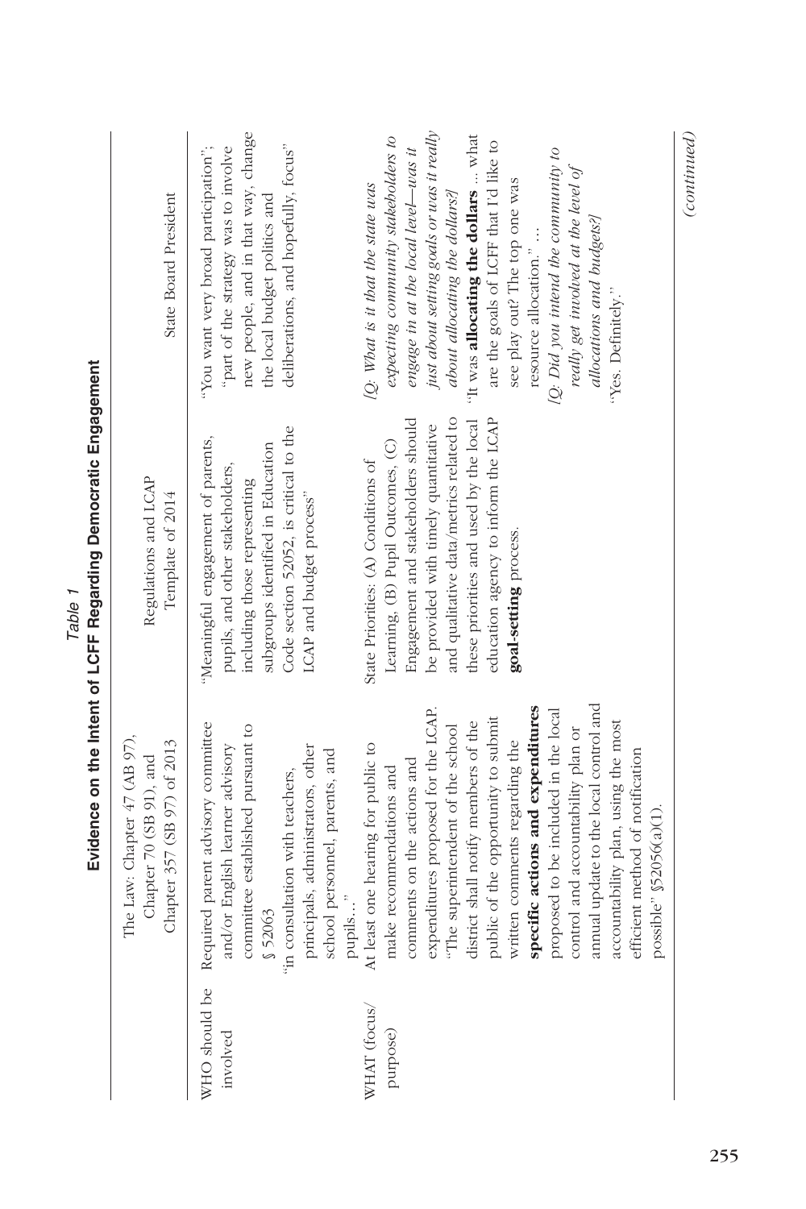*Table 1*
**Evidence on the Intent of LCFF Regarding Democratic Engagement**

| | The Law: Chapter 47 (AB 97), Chapter 70 (SB 91), and Chapter 357 (SB 97) of 2013 | Regulations and LCAP Template of 2014 | State Board President |
|---|---|---|---|
| WHO should be involved | Required parent advisory committee and/or English learner advisory committee established pursuant to § 52063 "in consultation with teachers, principals, administrators, other school personnel, parents, and pupils..." | "Meaningful engagement of parents, pupils, and other stakeholders, including those representing subgroups identified in Education Code section 52052, is critical to the LCAP and budget process" | "You want very broad participation"; "part of the strategy was to involve new people, and in that way, change the local budget politics and deliberations, and hopefully, focus" |
| WHAT (focus/purpose) | At least one hearing for public to make recommendations and comments on the actions and expenditures proposed for the LCAP. "The superintendent of the school district shall notify members of the public of the opportunity to submit written comments regarding the **specific actions and expenditures** proposed to be included in the local control and accountability plan or annual update to the local control and accountability plan, using the most efficient method of notification possible" §52056(a)(1). | State Priorities: (A) Conditions of Learning, (B) Pupil Outcomes, (C) Engagement and stakeholders should be provided with timely quantitative and qualitative data/metrics related to these priorities and used by the local education agency to inform the LCAP **goal-setting** process. | *[Q: What is it that the state was expecting community stakeholders to engage in at the local level—was it just about setting goals or was it really about allocating the dollars?]* "It was **allocating the dollars** ... what are the goals of LCFF that I'd like to see play out? The top one was resource allocation." ... *[Q: Did you intend the community to really get involved at the level of allocations and budgets?]* "Yes. Definitely." |

*(continued)*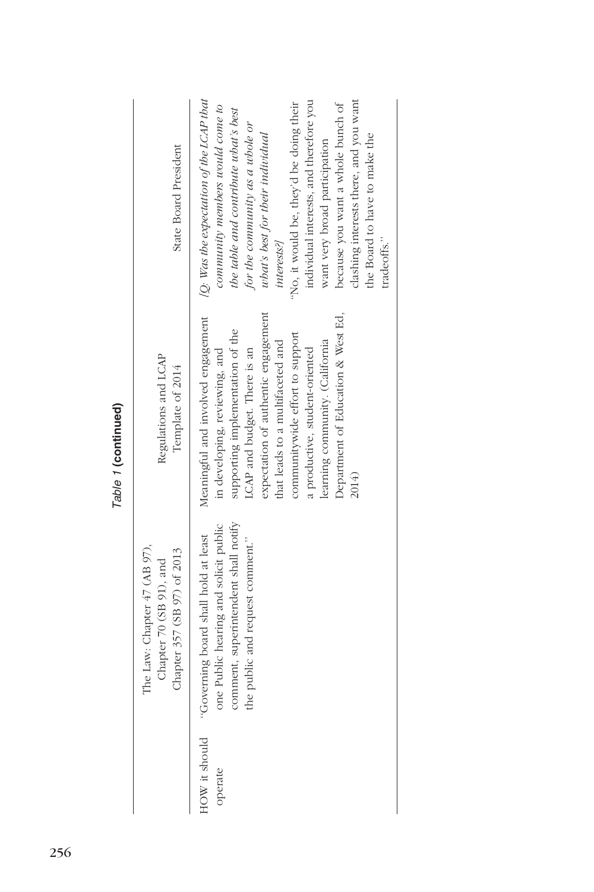*Table 1* **(continued)**

| | The Law: Chapter 47 (AB 97), Chapter 70 (SB 91), and Chapter 357 (SB 97) of 2013 | Regulations and LCAP Template of 2014 | State Board President |
|---|---|---|---|
| HOW it should operate | "Governing board shall hold at least one Public hearing and solicit public comment, superintendent shall notify the public and request comment." | Meaningful and involved engagement in developing, reviewing, and supporting implementation of the LCAP and budget. There is an expectation of authentic engagement that leads to a multifaceted and communitywide effort to support a productive, student-oriented learning community. (California Department of Education & West Ed, 2014) | *[Q: Was the expectation of the LCAP that community members would come to the table and contribute what's best for the community as a whole or what's best for their individual interests?]* "No, it would be, they'd be doing their individual interests, and therefore you want very broad participation because you want a whole bunch of clashing interests there, and you want the Board to have to make the tradeoffs." |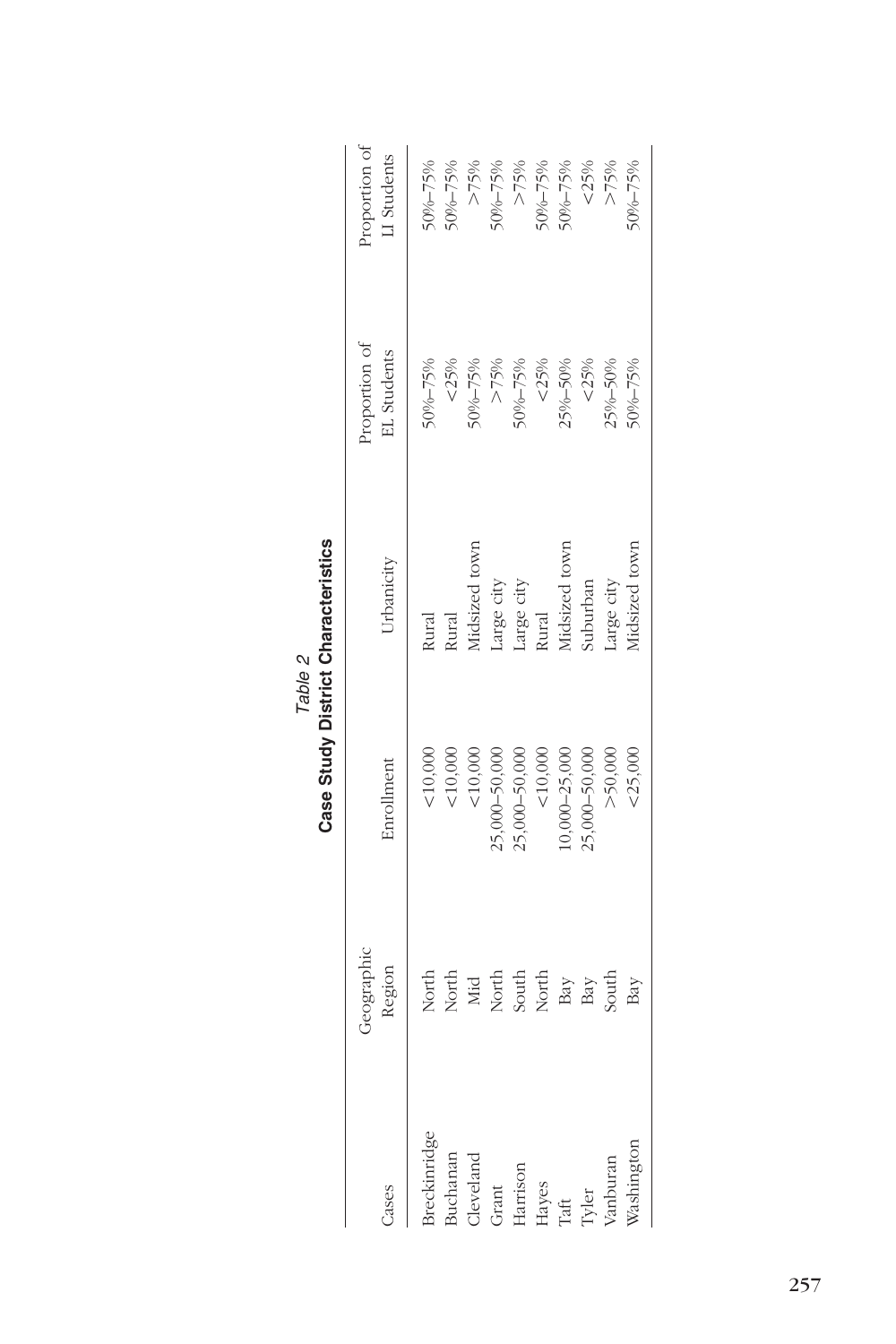*Table 2*

**Case Study District Characteristics**

| Cases | Geographic Region | Enrollment | Urbanicity | Proportion of EL Students | Proportion of LI Students |
|---|---|---|---|---|---|
| Breckinridge | North | <10,000 | Rural | 50%–75% | 50%–75% |
| Buchanan | North | <10,000 | Rural | <25% | 50%–75% |
| Cleveland | Mid | <10,000 | Midsized town | 50%–75% | >75% |
| Grant | North | 25,000–50,000 | Large city | >75% | 50%–75% |
| Harrison | South | 25,000–50,000 | Large city | 50%–75% | >75% |
| Hayes | North | <10,000 | Rural | <25% | 50%–75% |
| Taft | Bay | 10,000–25,000 | Midsized town | 25%–50% | 50%–75% |
| Tyler | Bay | 25,000–50,000 | Suburban | <25% | <25% |
| Vanburan | South | >50,000 | Large city | 25%–50% | >75% |
| Washington | Bay | <25,000 | Midsized town | 50%–75% | 50%–75% |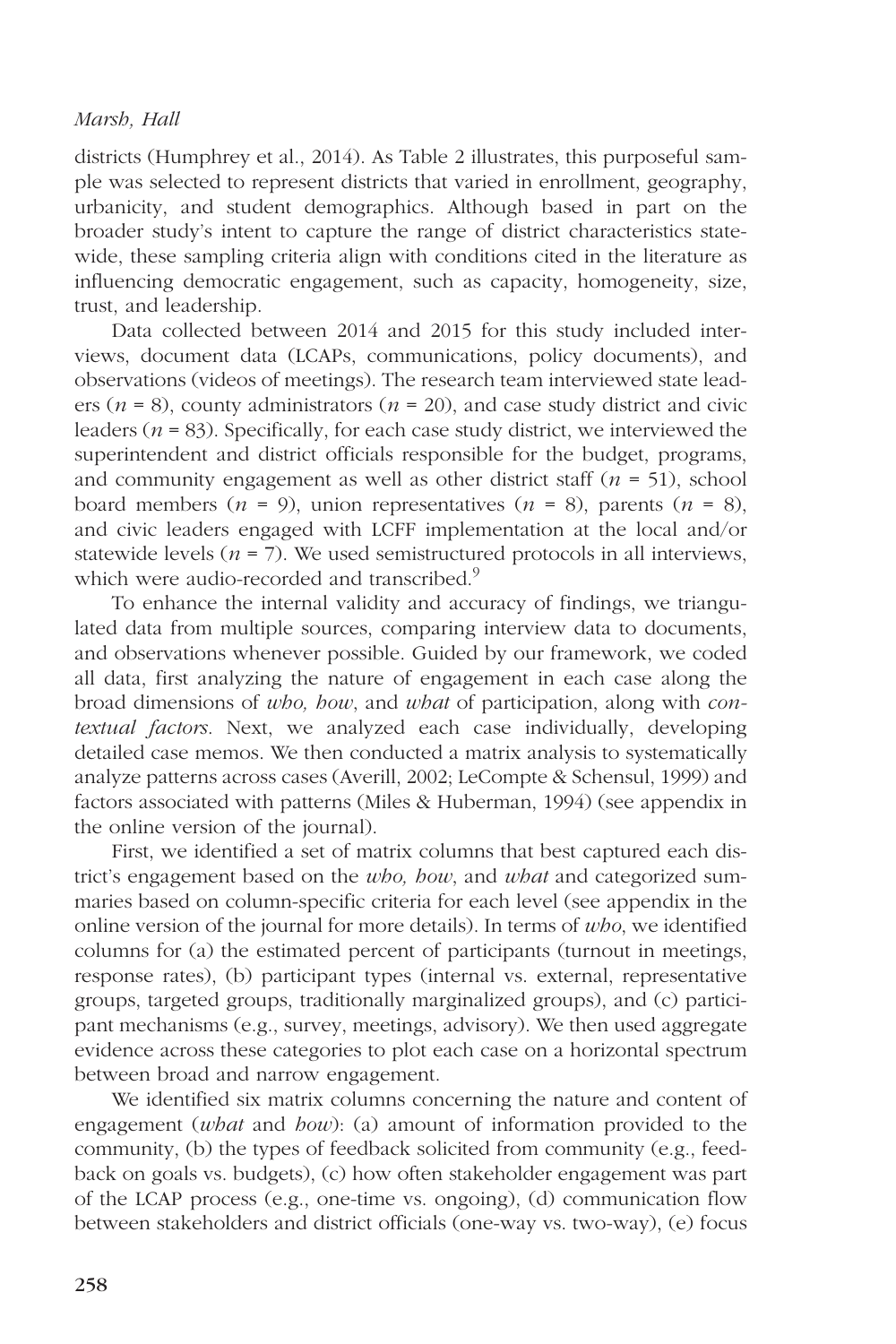districts (Humphrey et al., 2014). As Table 2 illustrates, this purposeful sample was selected to represent districts that varied in enrollment, geography, urbanicity, and student demographics. Although based in part on the broader study's intent to capture the range of district characteristics statewide, these sampling criteria align with conditions cited in the literature as influencing democratic engagement, such as capacity, homogeneity, size, trust, and leadership.

Data collected between 2014 and 2015 for this study included interviews, document data (LCAPs, communications, policy documents), and observations (videos of meetings). The research team interviewed state leaders ($n$ = 8), county administrators ($n$ = 20), and case study district and civic leaders ($n$ = 83). Specifically, for each case study district, we interviewed the superintendent and district officials responsible for the budget, programs, and community engagement as well as other district staff ($n$ = 51), school board members ($n$ = 9), union representatives ($n$ = 8), parents ($n$ = 8), and civic leaders engaged with LCFF implementation at the local and/or statewide levels ($n$ = 7). We used semistructured protocols in all interviews, which were audio-recorded and transcribed.[9]

To enhance the internal validity and accuracy of findings, we triangulated data from multiple sources, comparing interview data to documents, and observations whenever possible. Guided by our framework, we coded all data, first analyzing the nature of engagement in each case along the broad dimensions of *who, how*, and *what* of participation, along with *contextual factors*. Next, we analyzed each case individually, developing detailed case memos. We then conducted a matrix analysis to systematically analyze patterns across cases (Averill, 2002; LeCompte & Schensul, 1999) and factors associated with patterns (Miles & Huberman, 1994) (see appendix in the online version of the journal).

First, we identified a set of matrix columns that best captured each district's engagement based on the *who, how*, and *what* and categorized summaries based on column-specific criteria for each level (see appendix in the online version of the journal for more details). In terms of *who*, we identified columns for (a) the estimated percent of participants (turnout in meetings, response rates), (b) participant types (internal vs. external, representative groups, targeted groups, traditionally marginalized groups), and (c) participant mechanisms (e.g., survey, meetings, advisory). We then used aggregate evidence across these categories to plot each case on a horizontal spectrum between broad and narrow engagement.

We identified six matrix columns concerning the nature and content of engagement (*what* and *how*): (a) amount of information provided to the community, (b) the types of feedback solicited from community (e.g., feedback on goals vs. budgets), (c) how often stakeholder engagement was part of the LCAP process (e.g., one-time vs. ongoing), (d) communication flow between stakeholders and district officials (one-way vs. two-way), (e) focus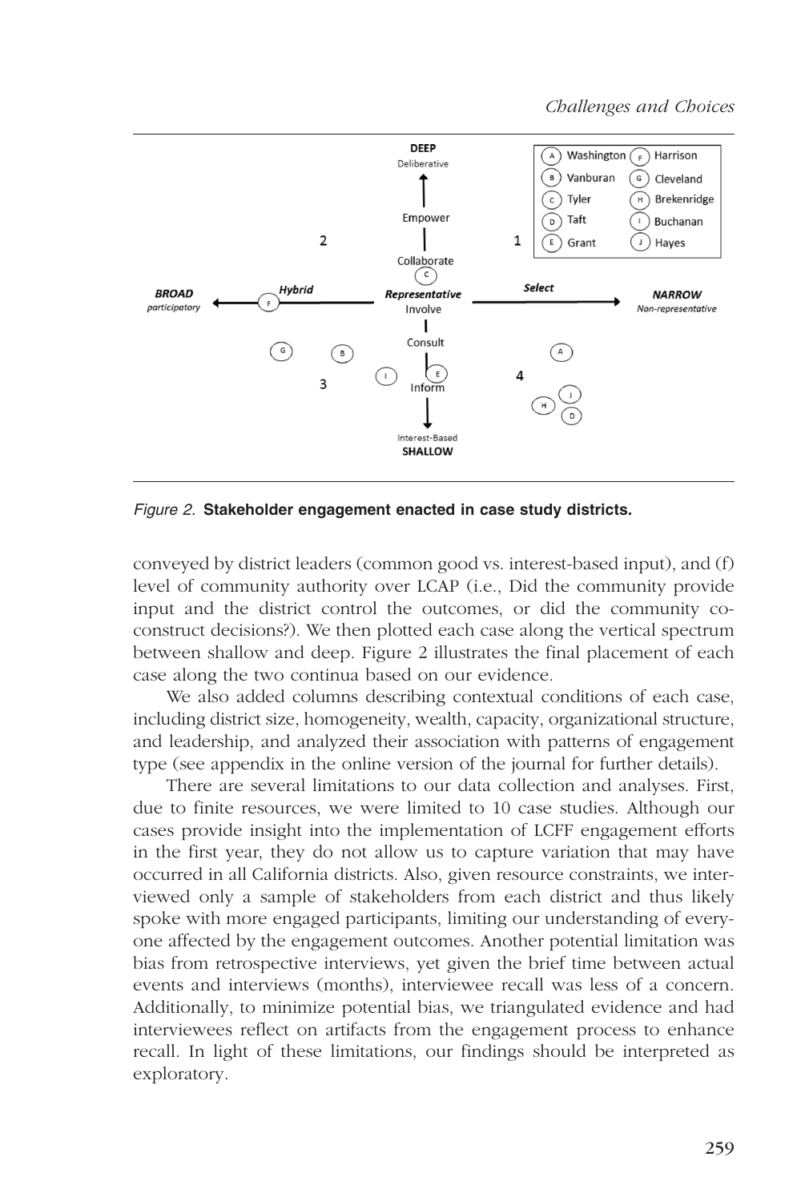Figure 2. **Stakeholder engagement enacted in case study districts.**

conveyed by district leaders (common good vs. interest-based input), and (f) level of community authority over LCAP (i.e., Did the community provide input and the district control the outcomes, or did the community co-construct decisions?). We then plotted each case along the vertical spectrum between shallow and deep. Figure 2 illustrates the final placement of each case along the two continua based on our evidence.

We also added columns describing contextual conditions of each case, including district size, homogeneity, wealth, capacity, organizational structure, and leadership, and analyzed their association with patterns of engagement type (see appendix in the online version of the journal for further details).

There are several limitations to our data collection and analyses. First, due to finite resources, we were limited to 10 case studies. Although our cases provide insight into the implementation of LCFF engagement efforts in the first year, they do not allow us to capture variation that may have occurred in all California districts. Also, given resource constraints, we interviewed only a sample of stakeholders from each district and thus likely spoke with more engaged participants, limiting our understanding of everyone affected by the engagement outcomes. Another potential limitation was bias from retrospective interviews, yet given the brief time between actual events and interviews (months), interviewee recall was less of a concern. Additionally, to minimize potential bias, we triangulated evidence and had interviewees reflect on artifacts from the engagement process to enhance recall. In light of these limitations, our findings should be interpreted as exploratory.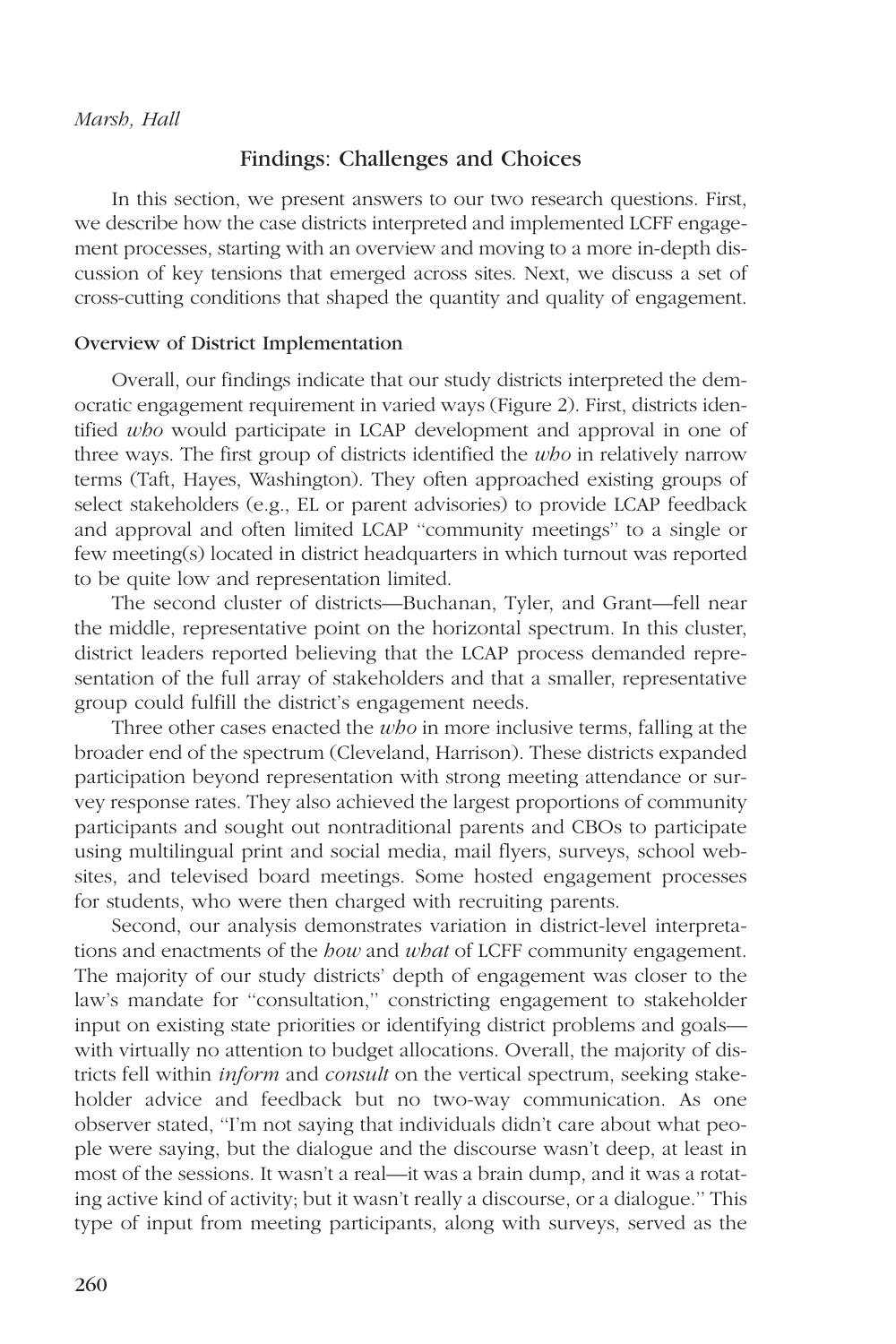## Findings: Challenges and Choices

In this section, we present answers to our two research questions. First, we describe how the case districts interpreted and implemented LCFF engagement processes, starting with an overview and moving to a more in-depth discussion of key tensions that emerged across sites. Next, we discuss a set of cross-cutting conditions that shaped the quantity and quality of engagement.

### Overview of District Implementation

Overall, our findings indicate that our study districts interpreted the democratic engagement requirement in varied ways (Figure 2). First, districts identified *who* would participate in LCAP development and approval in one of three ways. The first group of districts identified the *who* in relatively narrow terms (Taft, Hayes, Washington). They often approached existing groups of select stakeholders (e.g., EL or parent advisories) to provide LCAP feedback and approval and often limited LCAP "community meetings" to a single or few meeting(s) located in district headquarters in which turnout was reported to be quite low and representation limited.

The second cluster of districts—Buchanan, Tyler, and Grant—fell near the middle, representative point on the horizontal spectrum. In this cluster, district leaders reported believing that the LCAP process demanded representation of the full array of stakeholders and that a smaller, representative group could fulfill the district's engagement needs.

Three other cases enacted the *who* in more inclusive terms, falling at the broader end of the spectrum (Cleveland, Harrison). These districts expanded participation beyond representation with strong meeting attendance or survey response rates. They also achieved the largest proportions of community participants and sought out nontraditional parents and CBOs to participate using multilingual print and social media, mail flyers, surveys, school websites, and televised board meetings. Some hosted engagement processes for students, who were then charged with recruiting parents.

Second, our analysis demonstrates variation in district-level interpretations and enactments of the *how* and *what* of LCFF community engagement. The majority of our study districts' depth of engagement was closer to the law's mandate for "consultation," constricting engagement to stakeholder input on existing state priorities or identifying district problems and goals—with virtually no attention to budget allocations. Overall, the majority of districts fell within *inform* and *consult* on the vertical spectrum, seeking stakeholder advice and feedback but no two-way communication. As one observer stated, "I'm not saying that individuals didn't care about what people were saying, but the dialogue and the discourse wasn't deep, at least in most of the sessions. It wasn't a real—it was a brain dump, and it was a rotating active kind of activity; but it wasn't really a discourse, or a dialogue." This type of input from meeting participants, along with surveys, served as the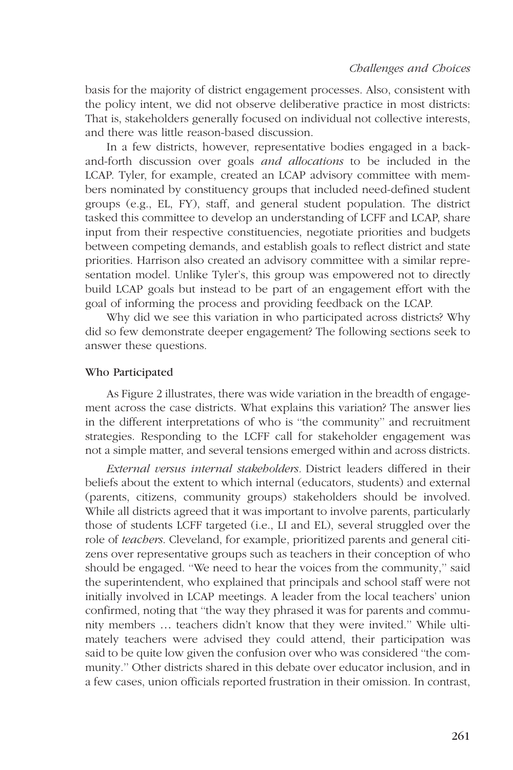basis for the majority of district engagement processes. Also, consistent with the policy intent, we did not observe deliberative practice in most districts: That is, stakeholders generally focused on individual not collective interests, and there was little reason-based discussion.

In a few districts, however, representative bodies engaged in a back-and-forth discussion over goals *and allocations* to be included in the LCAP. Tyler, for example, created an LCAP advisory committee with members nominated by constituency groups that included need-defined student groups (e.g., EL, FY), staff, and general student population. The district tasked this committee to develop an understanding of LCFF and LCAP, share input from their respective constituencies, negotiate priorities and budgets between competing demands, and establish goals to reflect district and state priorities. Harrison also created an advisory committee with a similar representation model. Unlike Tyler's, this group was empowered not to directly build LCAP goals but instead to be part of an engagement effort with the goal of informing the process and providing feedback on the LCAP.

Why did we see this variation in who participated across districts? Why did so few demonstrate deeper engagement? The following sections seek to answer these questions.

### Who Participated

As Figure 2 illustrates, there was wide variation in the breadth of engagement across the case districts. What explains this variation? The answer lies in the different interpretations of who is "the community" and recruitment strategies. Responding to the LCFF call for stakeholder engagement was not a simple matter, and several tensions emerged within and across districts.

*External versus internal stakeholders.* District leaders differed in their beliefs about the extent to which internal (educators, students) and external (parents, citizens, community groups) stakeholders should be involved. While all districts agreed that it was important to involve parents, particularly those of students LCFF targeted (i.e., LI and EL), several struggled over the role of *teachers*. Cleveland, for example, prioritized parents and general citizens over representative groups such as teachers in their conception of who should be engaged. "We need to hear the voices from the community," said the superintendent, who explained that principals and school staff were not initially involved in LCAP meetings. A leader from the local teachers' union confirmed, noting that "the way they phrased it was for parents and community members … teachers didn't know that they were invited." While ultimately teachers were advised they could attend, their participation was said to be quite low given the confusion over who was considered "the community." Other districts shared in this debate over educator inclusion, and in a few cases, union officials reported frustration in their omission. In contrast,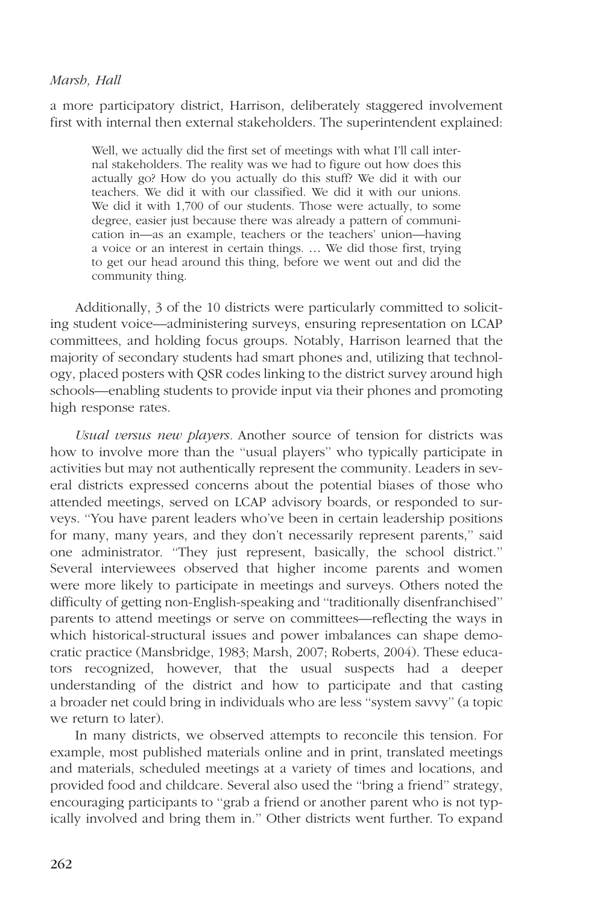a more participatory district, Harrison, deliberately staggered involvement first with internal then external stakeholders. The superintendent explained:

> Well, we actually did the first set of meetings with what I'll call internal stakeholders. The reality was we had to figure out how does this actually go? How do you actually do this stuff? We did it with our teachers. We did it with our classified. We did it with our unions. We did it with 1,700 of our students. Those were actually, to some degree, easier just because there was already a pattern of communication in—as an example, teachers or the teachers' union—having a voice or an interest in certain things. … We did those first, trying to get our head around this thing, before we went out and did the community thing.

Additionally, 3 of the 10 districts were particularly committed to soliciting student voice—administering surveys, ensuring representation on LCAP committees, and holding focus groups. Notably, Harrison learned that the majority of secondary students had smart phones and, utilizing that technology, placed posters with QSR codes linking to the district survey around high schools—enabling students to provide input via their phones and promoting high response rates.

*Usual versus new players.* Another source of tension for districts was how to involve more than the "usual players" who typically participate in activities but may not authentically represent the community. Leaders in several districts expressed concerns about the potential biases of those who attended meetings, served on LCAP advisory boards, or responded to surveys. "You have parent leaders who've been in certain leadership positions for many, many years, and they don't necessarily represent parents," said one administrator. "They just represent, basically, the school district." Several interviewees observed that higher income parents and women were more likely to participate in meetings and surveys. Others noted the difficulty of getting non-English-speaking and "traditionally disenfranchised" parents to attend meetings or serve on committees—reflecting the ways in which historical-structural issues and power imbalances can shape democratic practice (Mansbridge, 1983; Marsh, 2007; Roberts, 2004). These educators recognized, however, that the usual suspects had a deeper understanding of the district and how to participate and that casting a broader net could bring in individuals who are less "system savvy" (a topic we return to later).

In many districts, we observed attempts to reconcile this tension. For example, most published materials online and in print, translated meetings and materials, scheduled meetings at a variety of times and locations, and provided food and childcare. Several also used the "bring a friend" strategy, encouraging participants to "grab a friend or another parent who is not typically involved and bring them in." Other districts went further. To expand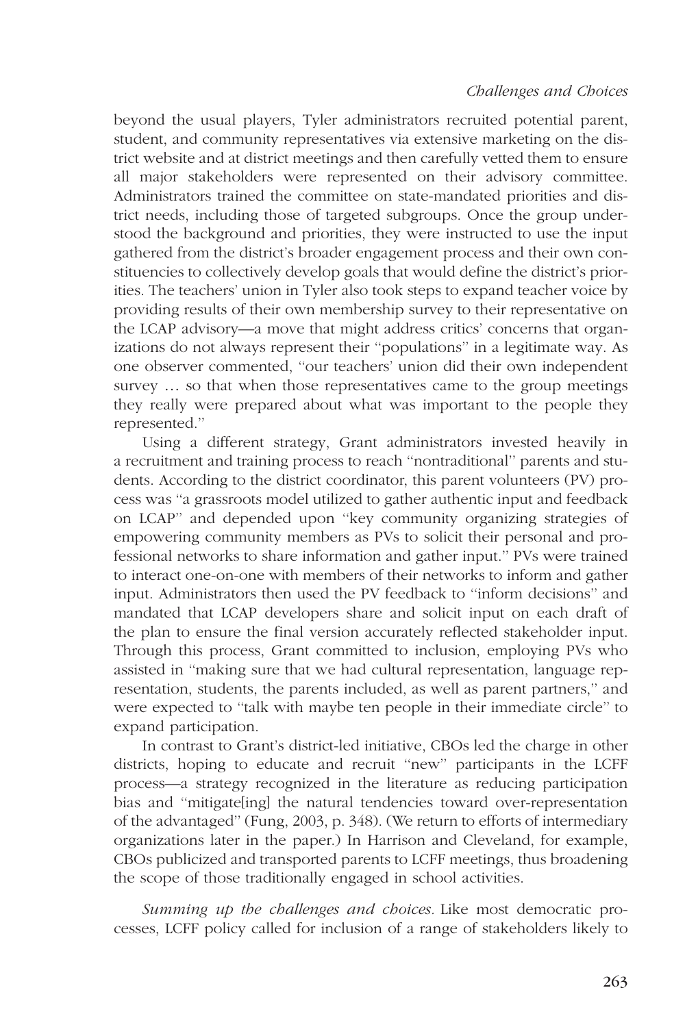beyond the usual players, Tyler administrators recruited potential parent, student, and community representatives via extensive marketing on the district website and at district meetings and then carefully vetted them to ensure all major stakeholders were represented on their advisory committee. Administrators trained the committee on state-mandated priorities and district needs, including those of targeted subgroups. Once the group understood the background and priorities, they were instructed to use the input gathered from the district's broader engagement process and their own constituencies to collectively develop goals that would define the district's priorities. The teachers' union in Tyler also took steps to expand teacher voice by providing results of their own membership survey to their representative on the LCAP advisory—a move that might address critics' concerns that organizations do not always represent their "populations" in a legitimate way. As one observer commented, "our teachers' union did their own independent survey … so that when those representatives came to the group meetings they really were prepared about what was important to the people they represented."

Using a different strategy, Grant administrators invested heavily in a recruitment and training process to reach "nontraditional" parents and students. According to the district coordinator, this parent volunteers (PV) process was "a grassroots model utilized to gather authentic input and feedback on LCAP" and depended upon "key community organizing strategies of empowering community members as PVs to solicit their personal and professional networks to share information and gather input." PVs were trained to interact one-on-one with members of their networks to inform and gather input. Administrators then used the PV feedback to "inform decisions" and mandated that LCAP developers share and solicit input on each draft of the plan to ensure the final version accurately reflected stakeholder input. Through this process, Grant committed to inclusion, employing PVs who assisted in "making sure that we had cultural representation, language representation, students, the parents included, as well as parent partners," and were expected to "talk with maybe ten people in their immediate circle" to expand participation.

In contrast to Grant's district-led initiative, CBOs led the charge in other districts, hoping to educate and recruit "new" participants in the LCFF process—a strategy recognized in the literature as reducing participation bias and "mitigate[ing] the natural tendencies toward over-representation of the advantaged" (Fung, 2003, p. 348). (We return to efforts of intermediary organizations later in the paper.) In Harrison and Cleveland, for example, CBOs publicized and transported parents to LCFF meetings, thus broadening the scope of those traditionally engaged in school activities.

*Summing up the challenges and choices.* Like most democratic processes, LCFF policy called for inclusion of a range of stakeholders likely to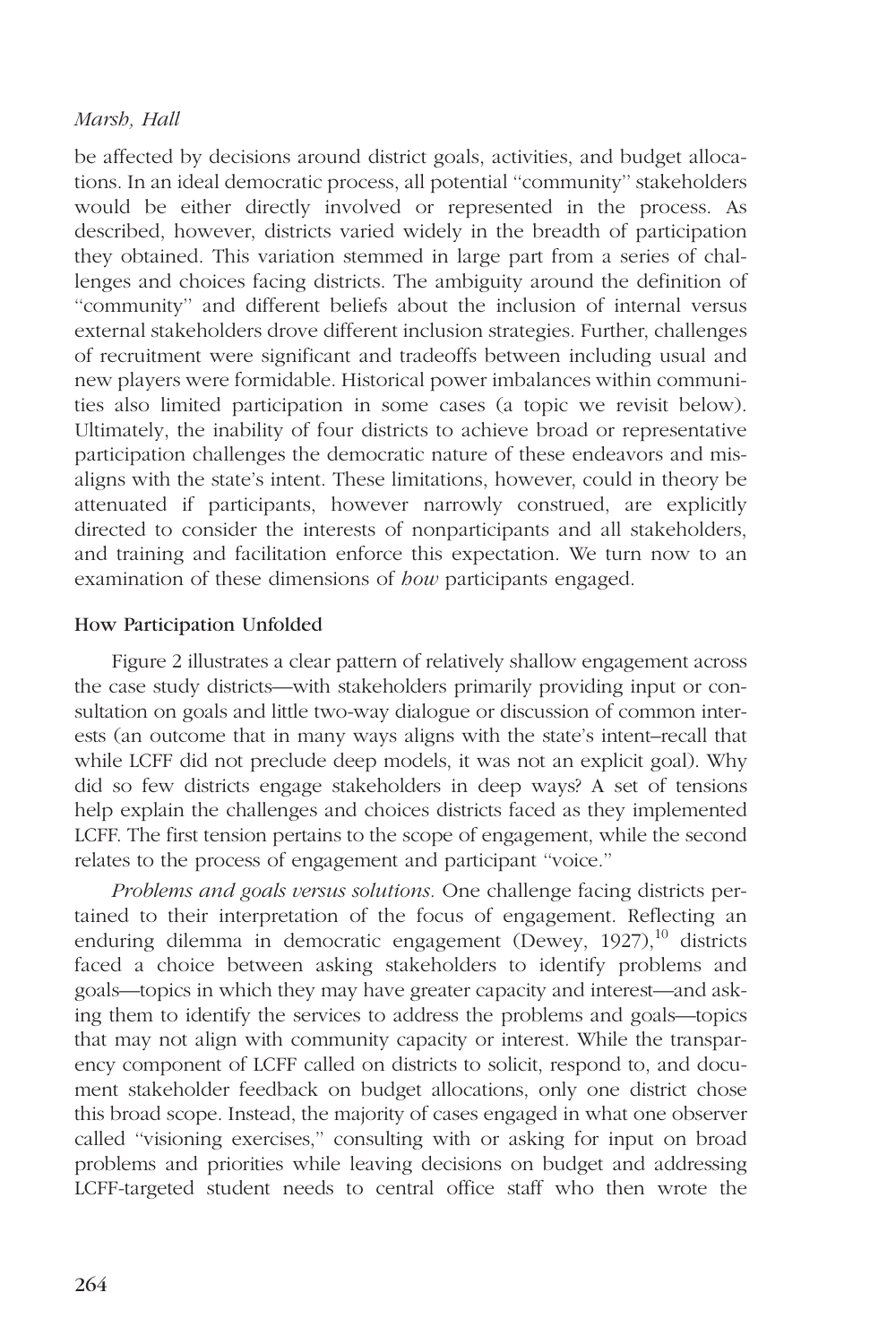be affected by decisions around district goals, activities, and budget allocations. In an ideal democratic process, all potential "community" stakeholders would be either directly involved or represented in the process. As described, however, districts varied widely in the breadth of participation they obtained. This variation stemmed in large part from a series of challenges and choices facing districts. The ambiguity around the definition of "community" and different beliefs about the inclusion of internal versus external stakeholders drove different inclusion strategies. Further, challenges of recruitment were significant and tradeoffs between including usual and new players were formidable. Historical power imbalances within communities also limited participation in some cases (a topic we revisit below). Ultimately, the inability of four districts to achieve broad or representative participation challenges the democratic nature of these endeavors and misaligns with the state's intent. These limitations, however, could in theory be attenuated if participants, however narrowly construed, are explicitly directed to consider the interests of nonparticipants and all stakeholders, and training and facilitation enforce this expectation. We turn now to an examination of these dimensions of *how* participants engaged.

### How Participation Unfolded

Figure 2 illustrates a clear pattern of relatively shallow engagement across the case study districts—with stakeholders primarily providing input or consultation on goals and little two-way dialogue or discussion of common interests (an outcome that in many ways aligns with the state's intent–recall that while LCFF did not preclude deep models, it was not an explicit goal). Why did so few districts engage stakeholders in deep ways? A set of tensions help explain the challenges and choices districts faced as they implemented LCFF. The first tension pertains to the scope of engagement, while the second relates to the process of engagement and participant "voice."

*Problems and goals versus solutions.* One challenge facing districts pertained to their interpretation of the focus of engagement. Reflecting an enduring dilemma in democratic engagement (Dewey, 1927),[10] districts faced a choice between asking stakeholders to identify problems and goals—topics in which they may have greater capacity and interest—and asking them to identify the services to address the problems and goals—topics that may not align with community capacity or interest. While the transparency component of LCFF called on districts to solicit, respond to, and document stakeholder feedback on budget allocations, only one district chose this broad scope. Instead, the majority of cases engaged in what one observer called "visioning exercises," consulting with or asking for input on broad problems and priorities while leaving decisions on budget and addressing LCFF-targeted student needs to central office staff who then wrote the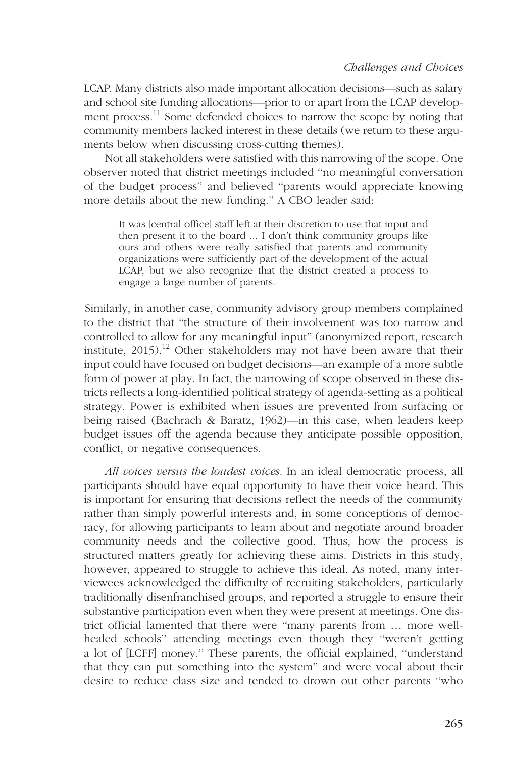LCAP. Many districts also made important allocation decisions—such as salary and school site funding allocations—prior to or apart from the LCAP development process.[11] Some defended choices to narrow the scope by noting that community members lacked interest in these details (we return to these arguments below when discussing cross-cutting themes).

Not all stakeholders were satisfied with this narrowing of the scope. One observer noted that district meetings included "no meaningful conversation of the budget process" and believed "parents would appreciate knowing more details about the new funding." A CBO leader said:

> It was [central office] staff left at their discretion to use that input and then present it to the board ... I don't think community groups like ours and others were really satisfied that parents and community organizations were sufficiently part of the development of the actual LCAP, but we also recognize that the district created a process to engage a large number of parents.

Similarly, in another case, community advisory group members complained to the district that "the structure of their involvement was too narrow and controlled to allow for any meaningful input" (anonymized report, research institute, 2015).[12] Other stakeholders may not have been aware that their input could have focused on budget decisions—an example of a more subtle form of power at play. In fact, the narrowing of scope observed in these districts reflects a long-identified political strategy of agenda-setting as a political strategy. Power is exhibited when issues are prevented from surfacing or being raised (Bachrach & Baratz, 1962)—in this case, when leaders keep budget issues off the agenda because they anticipate possible opposition, conflict, or negative consequences.

*All voices versus the loudest voices.* In an ideal democratic process, all participants should have equal opportunity to have their voice heard. This is important for ensuring that decisions reflect the needs of the community rather than simply powerful interests and, in some conceptions of democracy, for allowing participants to learn about and negotiate around broader community needs and the collective good. Thus, how the process is structured matters greatly for achieving these aims. Districts in this study, however, appeared to struggle to achieve this ideal. As noted, many interviewees acknowledged the difficulty of recruiting stakeholders, particularly traditionally disenfranchised groups, and reported a struggle to ensure their substantive participation even when they were present at meetings. One district official lamented that there were "many parents from … more well-healed schools" attending meetings even though they "weren't getting a lot of [LCFF] money." These parents, the official explained, "understand that they can put something into the system" and were vocal about their desire to reduce class size and tended to drown out other parents "who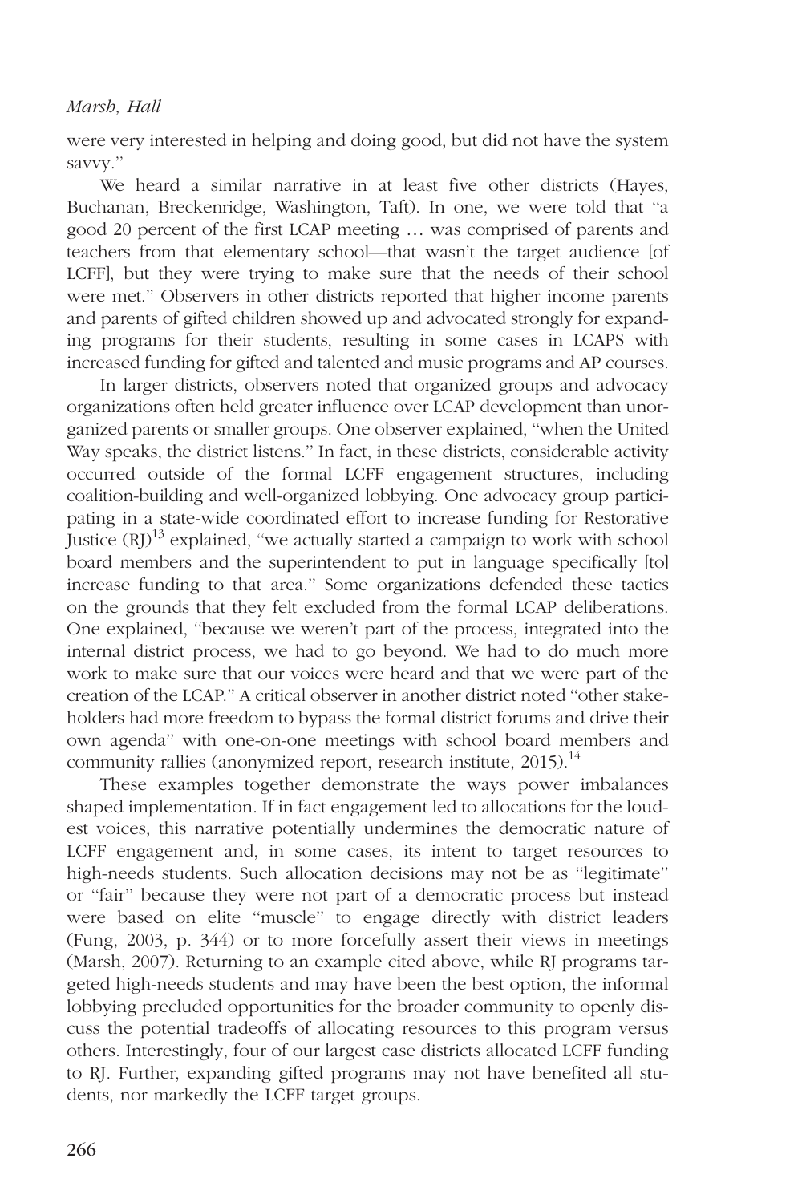were very interested in helping and doing good, but did not have the system savvy."

We heard a similar narrative in at least five other districts (Hayes, Buchanan, Breckenridge, Washington, Taft). In one, we were told that "a good 20 percent of the first LCAP meeting … was comprised of parents and teachers from that elementary school—that wasn't the target audience [of LCFF], but they were trying to make sure that the needs of their school were met." Observers in other districts reported that higher income parents and parents of gifted children showed up and advocated strongly for expanding programs for their students, resulting in some cases in LCAPS with increased funding for gifted and talented and music programs and AP courses.

In larger districts, observers noted that organized groups and advocacy organizations often held greater influence over LCAP development than unorganized parents or smaller groups. One observer explained, "when the United Way speaks, the district listens." In fact, in these districts, considerable activity occurred outside of the formal LCFF engagement structures, including coalition-building and well-organized lobbying. One advocacy group participating in a state-wide coordinated effort to increase funding for Restorative Justice (RJ)[13] explained, "we actually started a campaign to work with school board members and the superintendent to put in language specifically [to] increase funding to that area." Some organizations defended these tactics on the grounds that they felt excluded from the formal LCAP deliberations. One explained, "because we weren't part of the process, integrated into the internal district process, we had to go beyond. We had to do much more work to make sure that our voices were heard and that we were part of the creation of the LCAP." A critical observer in another district noted "other stakeholders had more freedom to bypass the formal district forums and drive their own agenda" with one-on-one meetings with school board members and community rallies (anonymized report, research institute, 2015).[14]

These examples together demonstrate the ways power imbalances shaped implementation. If in fact engagement led to allocations for the loudest voices, this narrative potentially undermines the democratic nature of LCFF engagement and, in some cases, its intent to target resources to high-needs students. Such allocation decisions may not be as "legitimate" or "fair" because they were not part of a democratic process but instead were based on elite "muscle" to engage directly with district leaders (Fung, 2003, p. 344) or to more forcefully assert their views in meetings (Marsh, 2007). Returning to an example cited above, while RJ programs targeted high-needs students and may have been the best option, the informal lobbying precluded opportunities for the broader community to openly discuss the potential tradeoffs of allocating resources to this program versus others. Interestingly, four of our largest case districts allocated LCFF funding to RJ. Further, expanding gifted programs may not have benefited all students, nor markedly the LCFF target groups.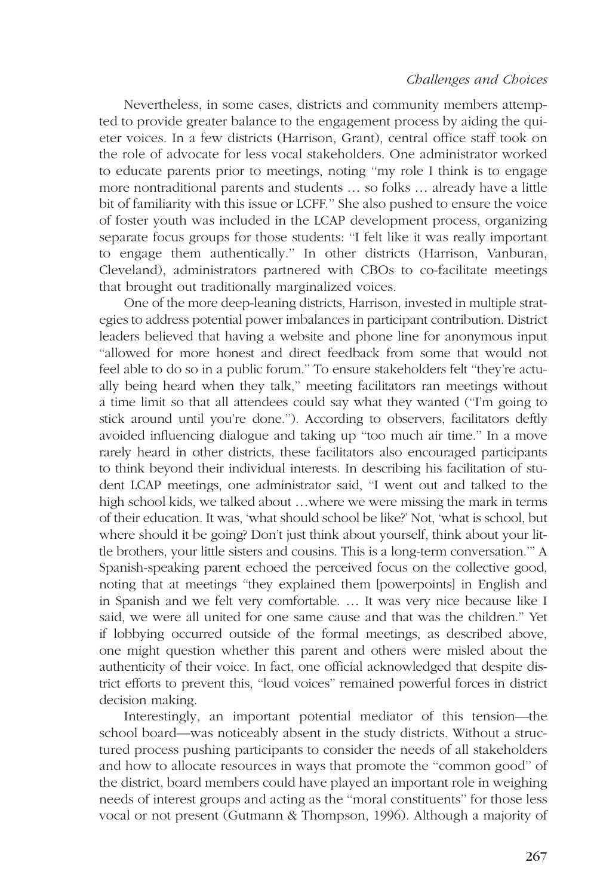Nevertheless, in some cases, districts and community members attempted to provide greater balance to the engagement process by aiding the quieter voices. In a few districts (Harrison, Grant), central office staff took on the role of advocate for less vocal stakeholders. One administrator worked to educate parents prior to meetings, noting "my role I think is to engage more nontraditional parents and students … so folks … already have a little bit of familiarity with this issue or LCFF." She also pushed to ensure the voice of foster youth was included in the LCAP development process, organizing separate focus groups for those students: "I felt like it was really important to engage them authentically." In other districts (Harrison, Vanburan, Cleveland), administrators partnered with CBOs to co-facilitate meetings that brought out traditionally marginalized voices.

One of the more deep-leaning districts, Harrison, invested in multiple strategies to address potential power imbalances in participant contribution. District leaders believed that having a website and phone line for anonymous input "allowed for more honest and direct feedback from some that would not feel able to do so in a public forum." To ensure stakeholders felt "they're actually being heard when they talk," meeting facilitators ran meetings without a time limit so that all attendees could say what they wanted ("I'm going to stick around until you're done."). According to observers, facilitators deftly avoided influencing dialogue and taking up "too much air time." In a move rarely heard in other districts, these facilitators also encouraged participants to think beyond their individual interests. In describing his facilitation of student LCAP meetings, one administrator said, "I went out and talked to the high school kids, we talked about …where we were missing the mark in terms of their education. It was, 'what should school be like?' Not, 'what is school, but where should it be going? Don't just think about yourself, think about your little brothers, your little sisters and cousins. This is a long-term conversation.'" A Spanish-speaking parent echoed the perceived focus on the collective good, noting that at meetings "they explained them [powerpoints] in English and in Spanish and we felt very comfortable. … It was very nice because like I said, we were all united for one same cause and that was the children." Yet if lobbying occurred outside of the formal meetings, as described above, one might question whether this parent and others were misled about the authenticity of their voice. In fact, one official acknowledged that despite district efforts to prevent this, "loud voices" remained powerful forces in district decision making.

Interestingly, an important potential mediator of this tension—the school board—was noticeably absent in the study districts. Without a structured process pushing participants to consider the needs of all stakeholders and how to allocate resources in ways that promote the "common good" of the district, board members could have played an important role in weighing needs of interest groups and acting as the "moral constituents" for those less vocal or not present (Gutmann & Thompson, 1996). Although a majority of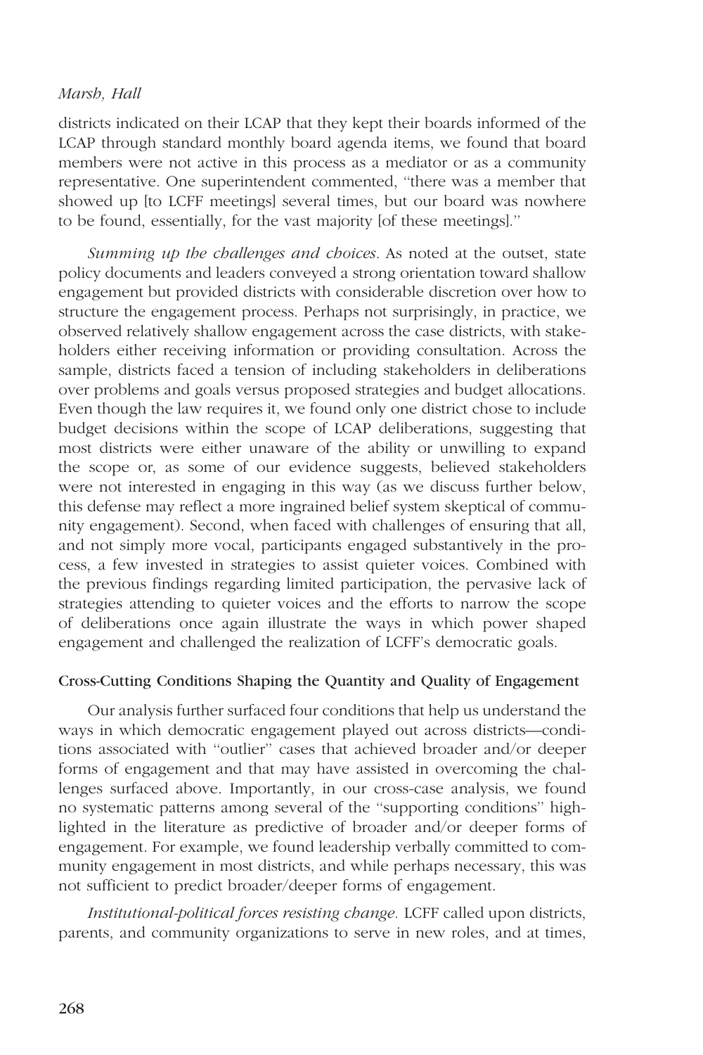districts indicated on their LCAP that they kept their boards informed of the LCAP through standard monthly board agenda items, we found that board members were not active in this process as a mediator or as a community representative. One superintendent commented, "there was a member that showed up [to LCFF meetings] several times, but our board was nowhere to be found, essentially, for the vast majority [of these meetings]."

*Summing up the challenges and choices.* As noted at the outset, state policy documents and leaders conveyed a strong orientation toward shallow engagement but provided districts with considerable discretion over how to structure the engagement process. Perhaps not surprisingly, in practice, we observed relatively shallow engagement across the case districts, with stakeholders either receiving information or providing consultation. Across the sample, districts faced a tension of including stakeholders in deliberations over problems and goals versus proposed strategies and budget allocations. Even though the law requires it, we found only one district chose to include budget decisions within the scope of LCAP deliberations, suggesting that most districts were either unaware of the ability or unwilling to expand the scope or, as some of our evidence suggests, believed stakeholders were not interested in engaging in this way (as we discuss further below, this defense may reflect a more ingrained belief system skeptical of community engagement). Second, when faced with challenges of ensuring that all, and not simply more vocal, participants engaged substantively in the process, a few invested in strategies to assist quieter voices. Combined with the previous findings regarding limited participation, the pervasive lack of strategies attending to quieter voices and the efforts to narrow the scope of deliberations once again illustrate the ways in which power shaped engagement and challenged the realization of LCFF's democratic goals.

### Cross-Cutting Conditions Shaping the Quantity and Quality of Engagement

Our analysis further surfaced four conditions that help us understand the ways in which democratic engagement played out across districts—conditions associated with "outlier" cases that achieved broader and/or deeper forms of engagement and that may have assisted in overcoming the challenges surfaced above. Importantly, in our cross-case analysis, we found no systematic patterns among several of the "supporting conditions" highlighted in the literature as predictive of broader and/or deeper forms of engagement. For example, we found leadership verbally committed to community engagement in most districts, and while perhaps necessary, this was not sufficient to predict broader/deeper forms of engagement.

*Institutional-political forces resisting change.* LCFF called upon districts, parents, and community organizations to serve in new roles, and at times,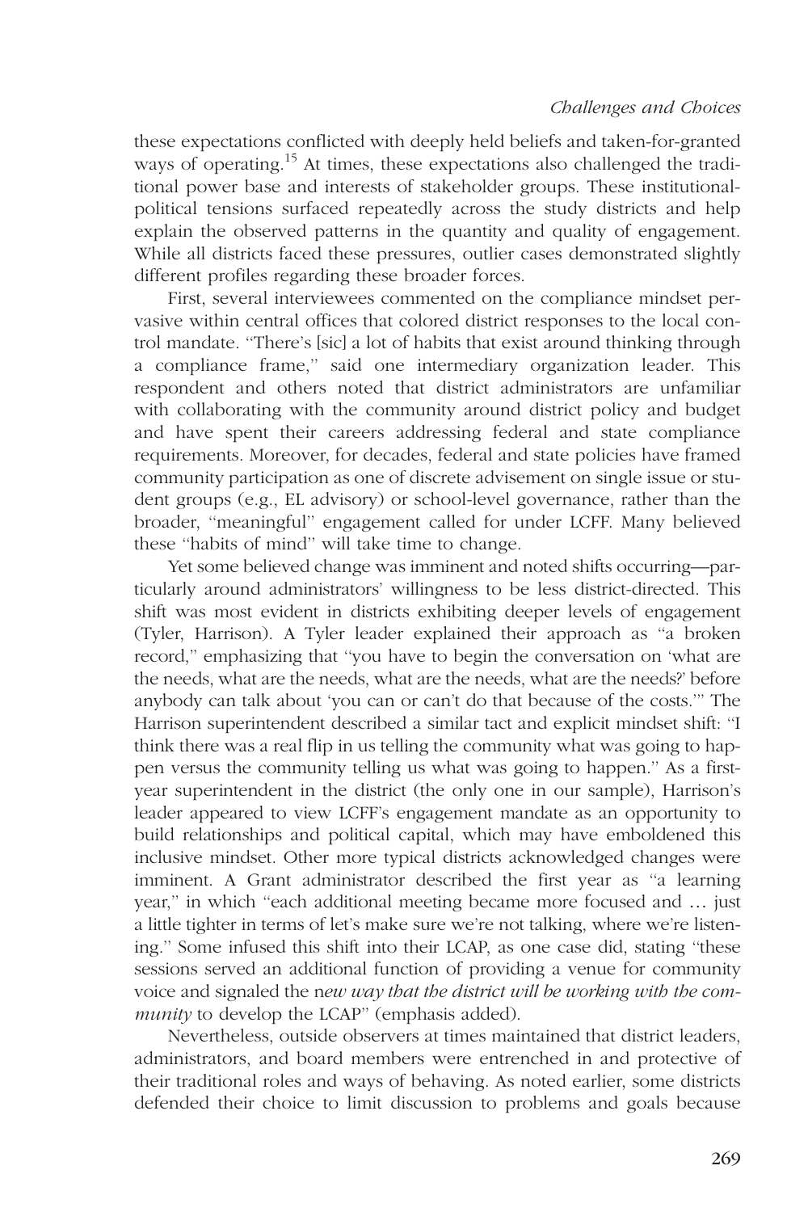these expectations conflicted with deeply held beliefs and taken-for-granted ways of operating.[15] At times, these expectations also challenged the traditional power base and interests of stakeholder groups. These institutional-political tensions surfaced repeatedly across the study districts and help explain the observed patterns in the quantity and quality of engagement. While all districts faced these pressures, outlier cases demonstrated slightly different profiles regarding these broader forces.

First, several interviewees commented on the compliance mindset pervasive within central offices that colored district responses to the local control mandate. "There's [sic] a lot of habits that exist around thinking through a compliance frame," said one intermediary organization leader. This respondent and others noted that district administrators are unfamiliar with collaborating with the community around district policy and budget and have spent their careers addressing federal and state compliance requirements. Moreover, for decades, federal and state policies have framed community participation as one of discrete advisement on single issue or student groups (e.g., EL advisory) or school-level governance, rather than the broader, "meaningful" engagement called for under LCFF. Many believed these "habits of mind" will take time to change.

Yet some believed change was imminent and noted shifts occurring—particularly around administrators' willingness to be less district-directed. This shift was most evident in districts exhibiting deeper levels of engagement (Tyler, Harrison). A Tyler leader explained their approach as "a broken record," emphasizing that "you have to begin the conversation on 'what are the needs, what are the needs, what are the needs, what are the needs?' before anybody can talk about 'you can or can't do that because of the costs.'" The Harrison superintendent described a similar tact and explicit mindset shift: "I think there was a real flip in us telling the community what was going to happen versus the community telling us what was going to happen." As a first-year superintendent in the district (the only one in our sample), Harrison's leader appeared to view LCFF's engagement mandate as an opportunity to build relationships and political capital, which may have emboldened this inclusive mindset. Other more typical districts acknowledged changes were imminent. A Grant administrator described the first year as "a learning year," in which "each additional meeting became more focused and … just a little tighter in terms of let's make sure we're not talking, where we're listening." Some infused this shift into their LCAP, as one case did, stating "these sessions served an additional function of providing a venue for community voice and signaled the n*ew way that the district will be working with the community* to develop the LCAP" (emphasis added).

Nevertheless, outside observers at times maintained that district leaders, administrators, and board members were entrenched in and protective of their traditional roles and ways of behaving. As noted earlier, some districts defended their choice to limit discussion to problems and goals because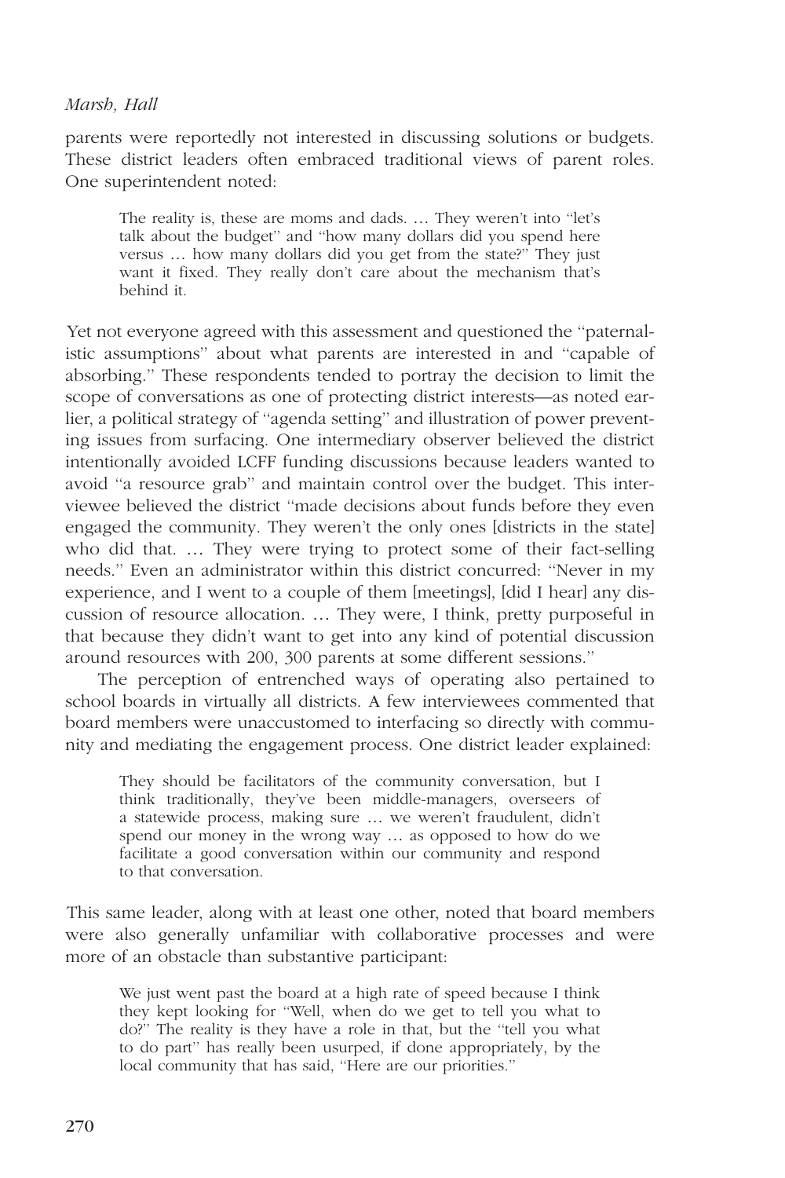parents were reportedly not interested in discussing solutions or budgets. These district leaders often embraced traditional views of parent roles. One superintendent noted:

> The reality is, these are moms and dads. … They weren't into "let's talk about the budget" and "how many dollars did you spend here versus … how many dollars did you get from the state?" They just want it fixed. They really don't care about the mechanism that's behind it.

Yet not everyone agreed with this assessment and questioned the "paternalistic assumptions" about what parents are interested in and "capable of absorbing." These respondents tended to portray the decision to limit the scope of conversations as one of protecting district interests—as noted earlier, a political strategy of "agenda setting" and illustration of power preventing issues from surfacing. One intermediary observer believed the district intentionally avoided LCFF funding discussions because leaders wanted to avoid "a resource grab" and maintain control over the budget. This interviewee believed the district "made decisions about funds before they even engaged the community. They weren't the only ones [districts in the state] who did that. … They were trying to protect some of their fact-selling needs." Even an administrator within this district concurred: "Never in my experience, and I went to a couple of them [meetings], [did I hear] any discussion of resource allocation. … They were, I think, pretty purposeful in that because they didn't want to get into any kind of potential discussion around resources with 200, 300 parents at some different sessions."

The perception of entrenched ways of operating also pertained to school boards in virtually all districts. A few interviewees commented that board members were unaccustomed to interfacing so directly with community and mediating the engagement process. One district leader explained:

> They should be facilitators of the community conversation, but I think traditionally, they've been middle-managers, overseers of a statewide process, making sure … we weren't fraudulent, didn't spend our money in the wrong way … as opposed to how do we facilitate a good conversation within our community and respond to that conversation.

This same leader, along with at least one other, noted that board members were also generally unfamiliar with collaborative processes and were more of an obstacle than substantive participant:

> We just went past the board at a high rate of speed because I think they kept looking for "Well, when do we get to tell you what to do?" The reality is they have a role in that, but the "tell you what to do part" has really been usurped, if done appropriately, by the local community that has said, "Here are our priorities."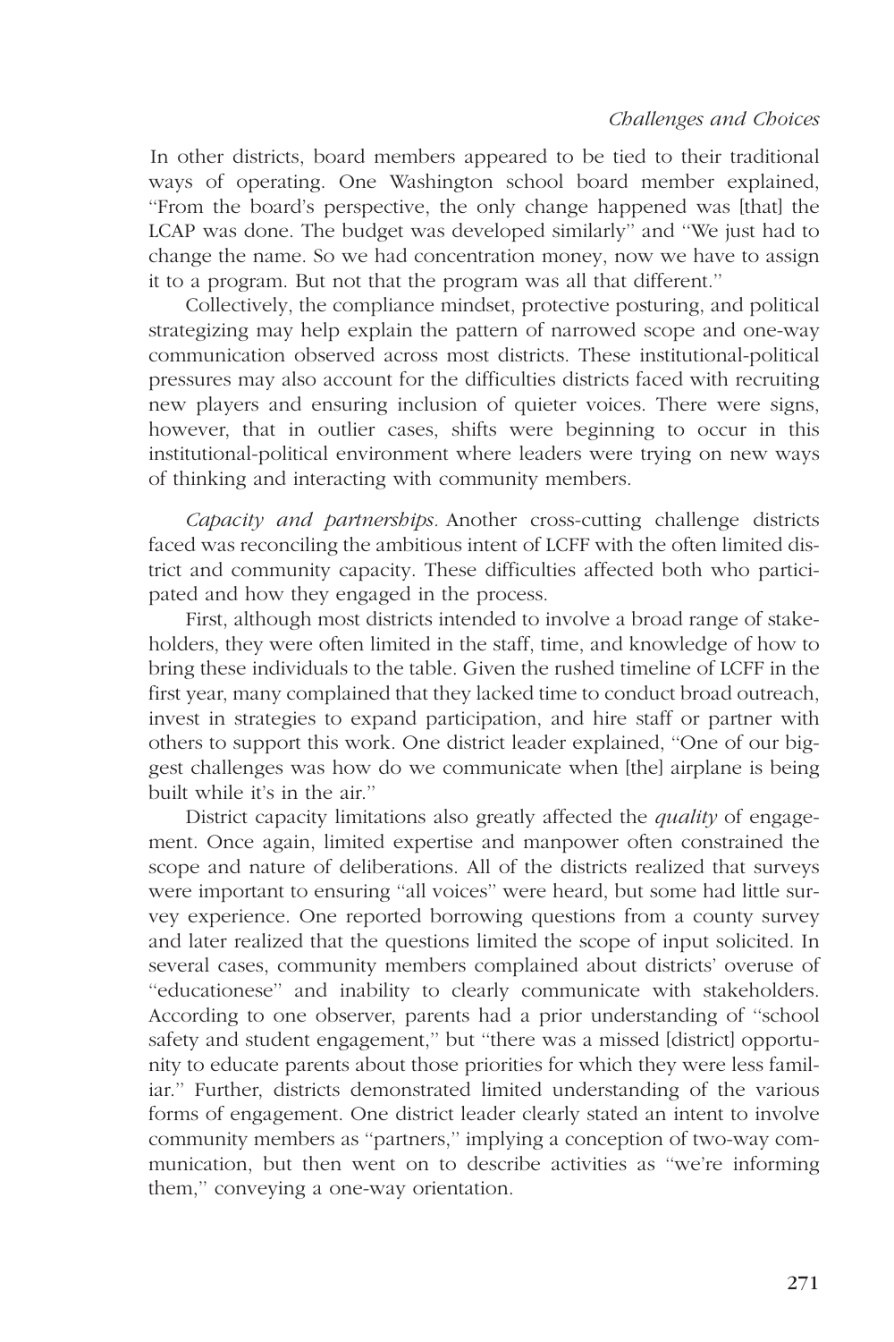In other districts, board members appeared to be tied to their traditional ways of operating. One Washington school board member explained, "From the board's perspective, the only change happened was [that] the LCAP was done. The budget was developed similarly" and "We just had to change the name. So we had concentration money, now we have to assign it to a program. But not that the program was all that different."

Collectively, the compliance mindset, protective posturing, and political strategizing may help explain the pattern of narrowed scope and one-way communication observed across most districts. These institutional-political pressures may also account for the difficulties districts faced with recruiting new players and ensuring inclusion of quieter voices. There were signs, however, that in outlier cases, shifts were beginning to occur in this institutional-political environment where leaders were trying on new ways of thinking and interacting with community members.

*Capacity and partnerships.* Another cross-cutting challenge districts faced was reconciling the ambitious intent of LCFF with the often limited district and community capacity. These difficulties affected both who participated and how they engaged in the process.

First, although most districts intended to involve a broad range of stakeholders, they were often limited in the staff, time, and knowledge of how to bring these individuals to the table. Given the rushed timeline of LCFF in the first year, many complained that they lacked time to conduct broad outreach, invest in strategies to expand participation, and hire staff or partner with others to support this work. One district leader explained, "One of our biggest challenges was how do we communicate when [the] airplane is being built while it's in the air."

District capacity limitations also greatly affected the *quality* of engagement. Once again, limited expertise and manpower often constrained the scope and nature of deliberations. All of the districts realized that surveys were important to ensuring "all voices" were heard, but some had little survey experience. One reported borrowing questions from a county survey and later realized that the questions limited the scope of input solicited. In several cases, community members complained about districts' overuse of "educationese" and inability to clearly communicate with stakeholders. According to one observer, parents had a prior understanding of "school safety and student engagement," but "there was a missed [district] opportunity to educate parents about those priorities for which they were less familiar." Further, districts demonstrated limited understanding of the various forms of engagement. One district leader clearly stated an intent to involve community members as "partners," implying a conception of two-way communication, but then went on to describe activities as "we're informing them," conveying a one-way orientation.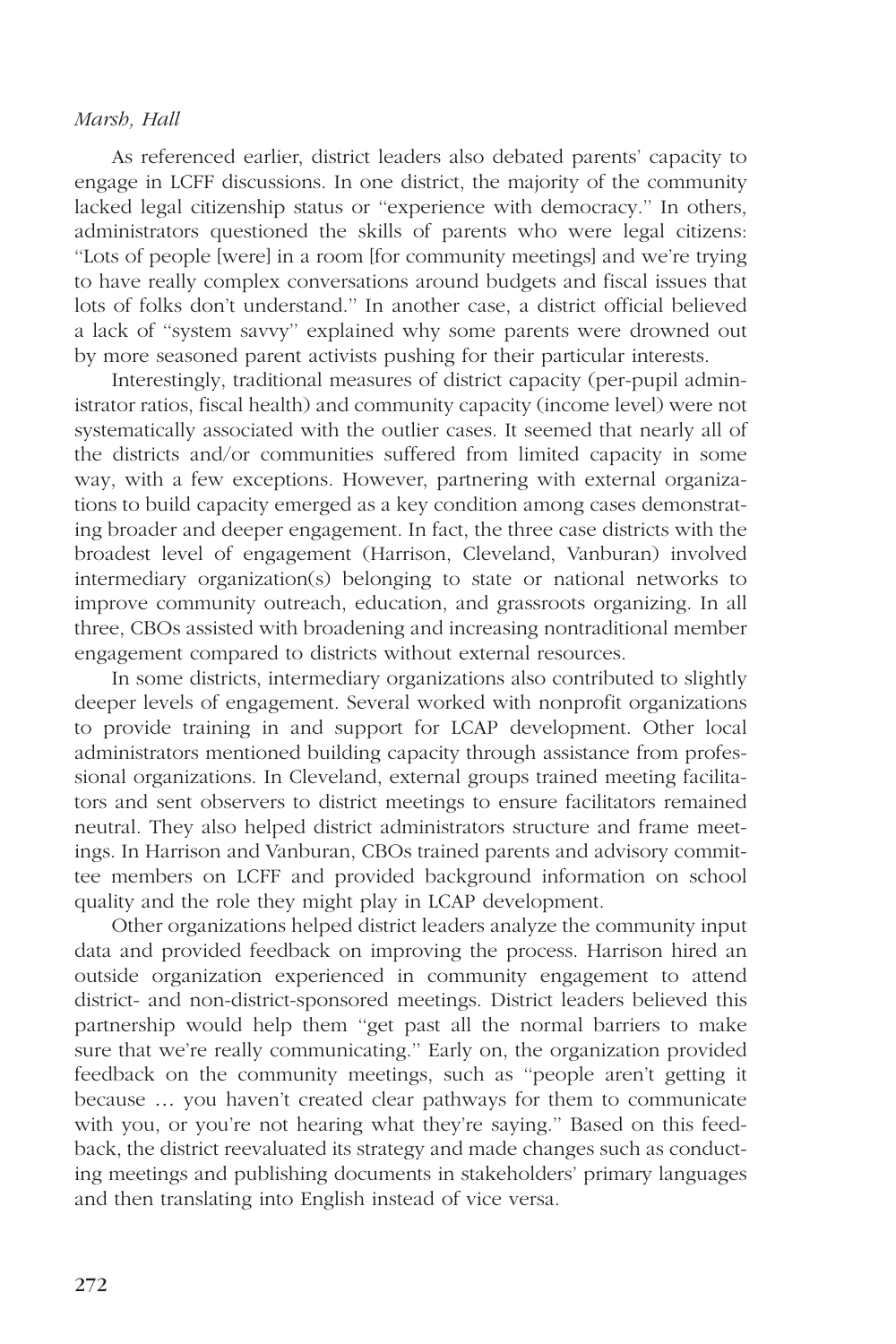As referenced earlier, district leaders also debated parents' capacity to engage in LCFF discussions. In one district, the majority of the community lacked legal citizenship status or "experience with democracy." In others, administrators questioned the skills of parents who were legal citizens: "Lots of people [were] in a room [for community meetings] and we're trying to have really complex conversations around budgets and fiscal issues that lots of folks don't understand." In another case, a district official believed a lack of "system savvy" explained why some parents were drowned out by more seasoned parent activists pushing for their particular interests.

Interestingly, traditional measures of district capacity (per-pupil administrator ratios, fiscal health) and community capacity (income level) were not systematically associated with the outlier cases. It seemed that nearly all of the districts and/or communities suffered from limited capacity in some way, with a few exceptions. However, partnering with external organizations to build capacity emerged as a key condition among cases demonstrating broader and deeper engagement. In fact, the three case districts with the broadest level of engagement (Harrison, Cleveland, Vanburan) involved intermediary organization(s) belonging to state or national networks to improve community outreach, education, and grassroots organizing. In all three, CBOs assisted with broadening and increasing nontraditional member engagement compared to districts without external resources.

In some districts, intermediary organizations also contributed to slightly deeper levels of engagement. Several worked with nonprofit organizations to provide training in and support for LCAP development. Other local administrators mentioned building capacity through assistance from professional organizations. In Cleveland, external groups trained meeting facilitators and sent observers to district meetings to ensure facilitators remained neutral. They also helped district administrators structure and frame meetings. In Harrison and Vanburan, CBOs trained parents and advisory committee members on LCFF and provided background information on school quality and the role they might play in LCAP development.

Other organizations helped district leaders analyze the community input data and provided feedback on improving the process. Harrison hired an outside organization experienced in community engagement to attend district- and non-district-sponsored meetings. District leaders believed this partnership would help them "get past all the normal barriers to make sure that we're really communicating." Early on, the organization provided feedback on the community meetings, such as "people aren't getting it because … you haven't created clear pathways for them to communicate with you, or you're not hearing what they're saying." Based on this feedback, the district reevaluated its strategy and made changes such as conducting meetings and publishing documents in stakeholders' primary languages and then translating into English instead of vice versa.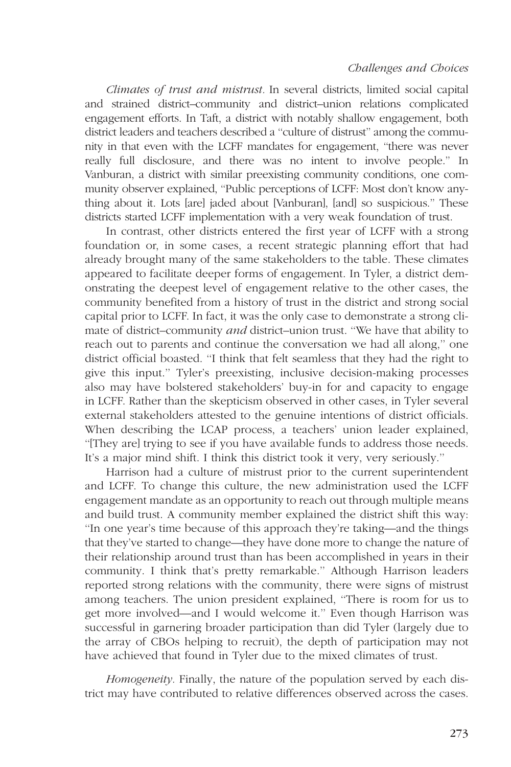*Climates of trust and mistrust*. In several districts, limited social capital and strained district–community and district–union relations complicated engagement efforts. In Taft, a district with notably shallow engagement, both district leaders and teachers described a "culture of distrust" among the community in that even with the LCFF mandates for engagement, "there was never really full disclosure, and there was no intent to involve people." In Vanburan, a district with similar preexisting community conditions, one community observer explained, "Public perceptions of LCFF: Most don't know anything about it. Lots [are] jaded about [Vanburan], [and] so suspicious." These districts started LCFF implementation with a very weak foundation of trust.

In contrast, other districts entered the first year of LCFF with a strong foundation or, in some cases, a recent strategic planning effort that had already brought many of the same stakeholders to the table. These climates appeared to facilitate deeper forms of engagement. In Tyler, a district demonstrating the deepest level of engagement relative to the other cases, the community benefited from a history of trust in the district and strong social capital prior to LCFF. In fact, it was the only case to demonstrate a strong climate of district–community *and* district–union trust. "We have that ability to reach out to parents and continue the conversation we had all along," one district official boasted. "I think that felt seamless that they had the right to give this input." Tyler's preexisting, inclusive decision-making processes also may have bolstered stakeholders' buy-in for and capacity to engage in LCFF. Rather than the skepticism observed in other cases, in Tyler several external stakeholders attested to the genuine intentions of district officials. When describing the LCAP process, a teachers' union leader explained, "[They are] trying to see if you have available funds to address those needs. It's a major mind shift. I think this district took it very, very seriously."

Harrison had a culture of mistrust prior to the current superintendent and LCFF. To change this culture, the new administration used the LCFF engagement mandate as an opportunity to reach out through multiple means and build trust. A community member explained the district shift this way: "In one year's time because of this approach they're taking—and the things that they've started to change—they have done more to change the nature of their relationship around trust than has been accomplished in years in their community. I think that's pretty remarkable." Although Harrison leaders reported strong relations with the community, there were signs of mistrust among teachers. The union president explained, "There is room for us to get more involved—and I would welcome it." Even though Harrison was successful in garnering broader participation than did Tyler (largely due to the array of CBOs helping to recruit), the depth of participation may not have achieved that found in Tyler due to the mixed climates of trust.

*Homogeneity*. Finally, the nature of the population served by each district may have contributed to relative differences observed across the cases.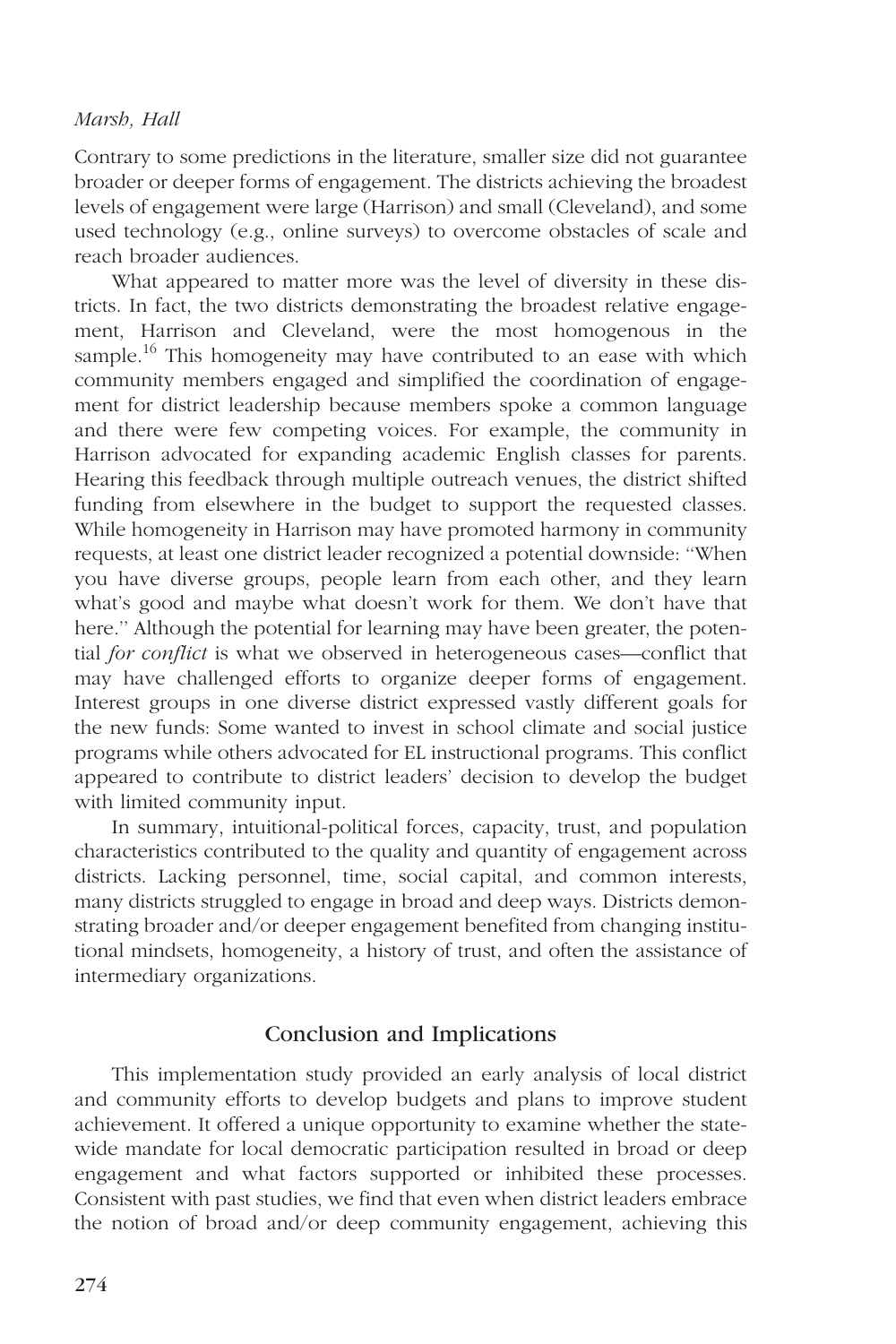Contrary to some predictions in the literature, smaller size did not guarantee broader or deeper forms of engagement. The districts achieving the broadest levels of engagement were large (Harrison) and small (Cleveland), and some used technology (e.g., online surveys) to overcome obstacles of scale and reach broader audiences.

What appeared to matter more was the level of diversity in these districts. In fact, the two districts demonstrating the broadest relative engagement, Harrison and Cleveland, were the most homogenous in the sample.[16] This homogeneity may have contributed to an ease with which community members engaged and simplified the coordination of engagement for district leadership because members spoke a common language and there were few competing voices. For example, the community in Harrison advocated for expanding academic English classes for parents. Hearing this feedback through multiple outreach venues, the district shifted funding from elsewhere in the budget to support the requested classes. While homogeneity in Harrison may have promoted harmony in community requests, at least one district leader recognized a potential downside: "When you have diverse groups, people learn from each other, and they learn what's good and maybe what doesn't work for them. We don't have that here." Although the potential for learning may have been greater, the potential *for conflict* is what we observed in heterogeneous cases—conflict that may have challenged efforts to organize deeper forms of engagement. Interest groups in one diverse district expressed vastly different goals for the new funds: Some wanted to invest in school climate and social justice programs while others advocated for EL instructional programs. This conflict appeared to contribute to district leaders' decision to develop the budget with limited community input.

In summary, intuitional-political forces, capacity, trust, and population characteristics contributed to the quality and quantity of engagement across districts. Lacking personnel, time, social capital, and common interests, many districts struggled to engage in broad and deep ways. Districts demonstrating broader and/or deeper engagement benefited from changing institutional mindsets, homogeneity, a history of trust, and often the assistance of intermediary organizations.

## Conclusion and Implications

This implementation study provided an early analysis of local district and community efforts to develop budgets and plans to improve student achievement. It offered a unique opportunity to examine whether the statewide mandate for local democratic participation resulted in broad or deep engagement and what factors supported or inhibited these processes. Consistent with past studies, we find that even when district leaders embrace the notion of broad and/or deep community engagement, achieving this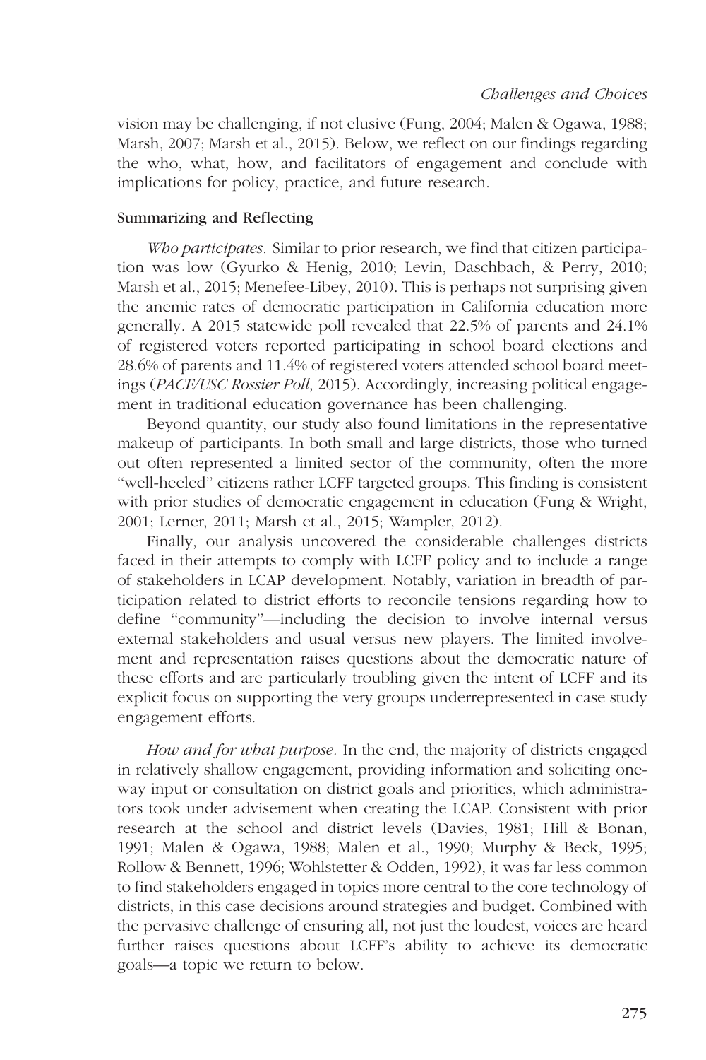vision may be challenging, if not elusive (Fung, 2004; Malen & Ogawa, 1988; Marsh, 2007; Marsh et al., 2015). Below, we reflect on our findings regarding the who, what, how, and facilitators of engagement and conclude with implications for policy, practice, and future research.

### Summarizing and Reflecting

*Who participates.* Similar to prior research, we find that citizen participation was low (Gyurko & Henig, 2010; Levin, Daschbach, & Perry, 2010; Marsh et al., 2015; Menefee-Libey, 2010). This is perhaps not surprising given the anemic rates of democratic participation in California education more generally. A 2015 statewide poll revealed that 22.5% of parents and 24.1% of registered voters reported participating in school board elections and 28.6% of parents and 11.4% of registered voters attended school board meetings (*PACE/USC Rossier Poll*, 2015). Accordingly, increasing political engagement in traditional education governance has been challenging.

Beyond quantity, our study also found limitations in the representative makeup of participants. In both small and large districts, those who turned out often represented a limited sector of the community, often the more "well-heeled" citizens rather LCFF targeted groups. This finding is consistent with prior studies of democratic engagement in education (Fung & Wright, 2001; Lerner, 2011; Marsh et al., 2015; Wampler, 2012).

Finally, our analysis uncovered the considerable challenges districts faced in their attempts to comply with LCFF policy and to include a range of stakeholders in LCAP development. Notably, variation in breadth of participation related to district efforts to reconcile tensions regarding how to define "community"—including the decision to involve internal versus external stakeholders and usual versus new players. The limited involvement and representation raises questions about the democratic nature of these efforts and are particularly troubling given the intent of LCFF and its explicit focus on supporting the very groups underrepresented in case study engagement efforts.

*How and for what purpose.* In the end, the majority of districts engaged in relatively shallow engagement, providing information and soliciting one-way input or consultation on district goals and priorities, which administrators took under advisement when creating the LCAP. Consistent with prior research at the school and district levels (Davies, 1981; Hill & Bonan, 1991; Malen & Ogawa, 1988; Malen et al., 1990; Murphy & Beck, 1995; Rollow & Bennett, 1996; Wohlstetter & Odden, 1992), it was far less common to find stakeholders engaged in topics more central to the core technology of districts, in this case decisions around strategies and budget. Combined with the pervasive challenge of ensuring all, not just the loudest, voices are heard further raises questions about LCFF's ability to achieve its democratic goals—a topic we return to below.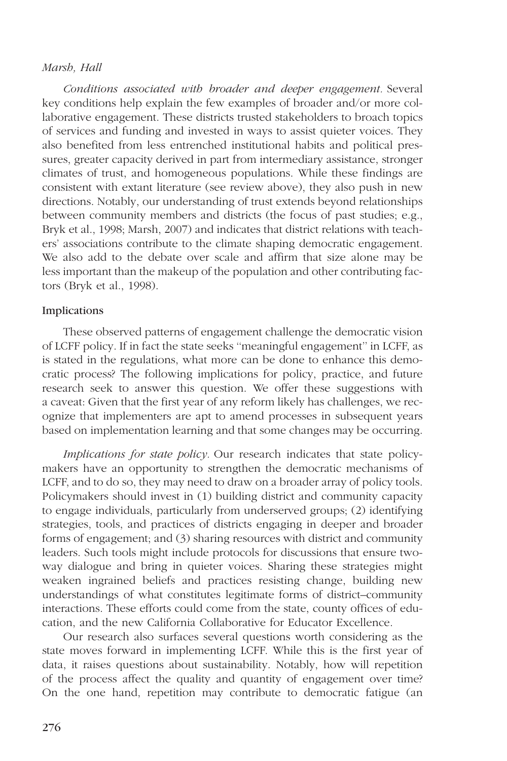*Conditions associated with broader and deeper engagement.* Several key conditions help explain the few examples of broader and/or more collaborative engagement. These districts trusted stakeholders to broach topics of services and funding and invested in ways to assist quieter voices. They also benefited from less entrenched institutional habits and political pressures, greater capacity derived in part from intermediary assistance, stronger climates of trust, and homogeneous populations. While these findings are consistent with extant literature (see review above), they also push in new directions. Notably, our understanding of trust extends beyond relationships between community members and districts (the focus of past studies; e.g., Bryk et al., 1998; Marsh, 2007) and indicates that district relations with teachers' associations contribute to the climate shaping democratic engagement. We also add to the debate over scale and affirm that size alone may be less important than the makeup of the population and other contributing factors (Bryk et al., 1998).

### Implications

These observed patterns of engagement challenge the democratic vision of LCFF policy. If in fact the state seeks "meaningful engagement" in LCFF, as is stated in the regulations, what more can be done to enhance this democratic process? The following implications for policy, practice, and future research seek to answer this question. We offer these suggestions with a caveat: Given that the first year of any reform likely has challenges, we recognize that implementers are apt to amend processes in subsequent years based on implementation learning and that some changes may be occurring.

*Implications for state policy.* Our research indicates that state policymakers have an opportunity to strengthen the democratic mechanisms of LCFF, and to do so, they may need to draw on a broader array of policy tools. Policymakers should invest in (1) building district and community capacity to engage individuals, particularly from underserved groups; (2) identifying strategies, tools, and practices of districts engaging in deeper and broader forms of engagement; and (3) sharing resources with district and community leaders. Such tools might include protocols for discussions that ensure two-way dialogue and bring in quieter voices. Sharing these strategies might weaken ingrained beliefs and practices resisting change, building new understandings of what constitutes legitimate forms of district–community interactions. These efforts could come from the state, county offices of education, and the new California Collaborative for Educator Excellence.

Our research also surfaces several questions worth considering as the state moves forward in implementing LCFF. While this is the first year of data, it raises questions about sustainability. Notably, how will repetition of the process affect the quality and quantity of engagement over time? On the one hand, repetition may contribute to democratic fatigue (an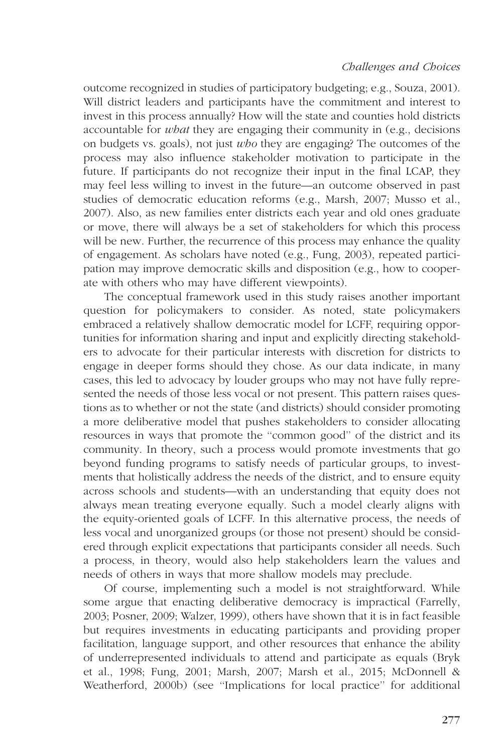outcome recognized in studies of participatory budgeting; e.g., Souza, 2001). Will district leaders and participants have the commitment and interest to invest in this process annually? How will the state and counties hold districts accountable for *what* they are engaging their community in (e.g., decisions on budgets vs. goals), not just *who* they are engaging? The outcomes of the process may also influence stakeholder motivation to participate in the future. If participants do not recognize their input in the final LCAP, they may feel less willing to invest in the future—an outcome observed in past studies of democratic education reforms (e.g., Marsh, 2007; Musso et al., 2007). Also, as new families enter districts each year and old ones graduate or move, there will always be a set of stakeholders for which this process will be new. Further, the recurrence of this process may enhance the quality of engagement. As scholars have noted (e.g., Fung, 2003), repeated participation may improve democratic skills and disposition (e.g., how to cooperate with others who may have different viewpoints).

The conceptual framework used in this study raises another important question for policymakers to consider. As noted, state policymakers embraced a relatively shallow democratic model for LCFF, requiring opportunities for information sharing and input and explicitly directing stakeholders to advocate for their particular interests with discretion for districts to engage in deeper forms should they chose. As our data indicate, in many cases, this led to advocacy by louder groups who may not have fully represented the needs of those less vocal or not present. This pattern raises questions as to whether or not the state (and districts) should consider promoting a more deliberative model that pushes stakeholders to consider allocating resources in ways that promote the "common good" of the district and its community. In theory, such a process would promote investments that go beyond funding programs to satisfy needs of particular groups, to investments that holistically address the needs of the district, and to ensure equity across schools and students—with an understanding that equity does not always mean treating everyone equally. Such a model clearly aligns with the equity-oriented goals of LCFF. In this alternative process, the needs of less vocal and unorganized groups (or those not present) should be considered through explicit expectations that participants consider all needs. Such a process, in theory, would also help stakeholders learn the values and needs of others in ways that more shallow models may preclude.

Of course, implementing such a model is not straightforward. While some argue that enacting deliberative democracy is impractical (Farrelly, 2003; Posner, 2009; Walzer, 1999), others have shown that it is in fact feasible but requires investments in educating participants and providing proper facilitation, language support, and other resources that enhance the ability of underrepresented individuals to attend and participate as equals (Bryk et al., 1998; Fung, 2001; Marsh, 2007; Marsh et al., 2015; McDonnell & Weatherford, 2000b) (see "Implications for local practice" for additional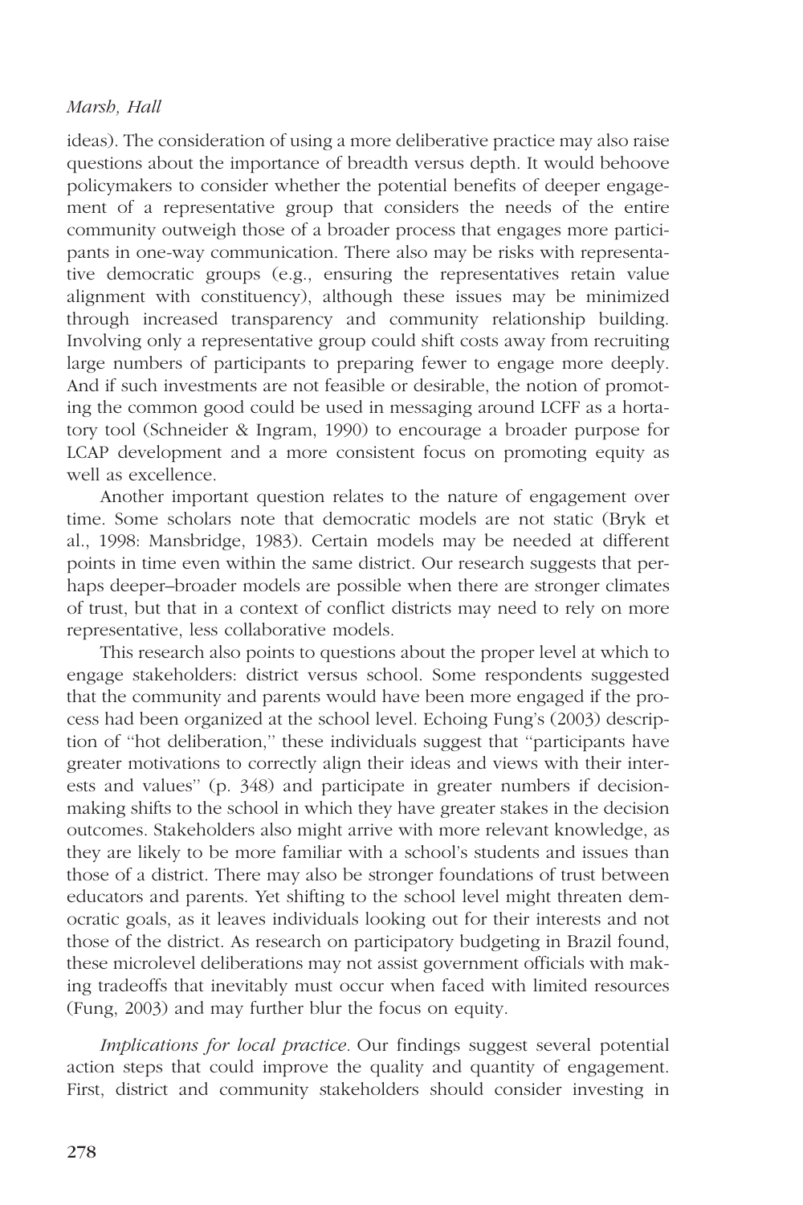ideas). The consideration of using a more deliberative practice may also raise questions about the importance of breadth versus depth. It would behoove policymakers to consider whether the potential benefits of deeper engagement of a representative group that considers the needs of the entire community outweigh those of a broader process that engages more participants in one-way communication. There also may be risks with representative democratic groups (e.g., ensuring the representatives retain value alignment with constituency), although these issues may be minimized through increased transparency and community relationship building. Involving only a representative group could shift costs away from recruiting large numbers of participants to preparing fewer to engage more deeply. And if such investments are not feasible or desirable, the notion of promoting the common good could be used in messaging around LCFF as a hortatory tool (Schneider & Ingram, 1990) to encourage a broader purpose for LCAP development and a more consistent focus on promoting equity as well as excellence.

Another important question relates to the nature of engagement over time. Some scholars note that democratic models are not static (Bryk et al., 1998: Mansbridge, 1983). Certain models may be needed at different points in time even within the same district. Our research suggests that perhaps deeper–broader models are possible when there are stronger climates of trust, but that in a context of conflict districts may need to rely on more representative, less collaborative models.

This research also points to questions about the proper level at which to engage stakeholders: district versus school. Some respondents suggested that the community and parents would have been more engaged if the process had been organized at the school level. Echoing Fung's (2003) description of "hot deliberation," these individuals suggest that "participants have greater motivations to correctly align their ideas and views with their interests and values" (p. 348) and participate in greater numbers if decision-making shifts to the school in which they have greater stakes in the decision outcomes. Stakeholders also might arrive with more relevant knowledge, as they are likely to be more familiar with a school's students and issues than those of a district. There may also be stronger foundations of trust between educators and parents. Yet shifting to the school level might threaten democratic goals, as it leaves individuals looking out for their interests and not those of the district. As research on participatory budgeting in Brazil found, these microlevel deliberations may not assist government officials with making tradeoffs that inevitably must occur when faced with limited resources (Fung, 2003) and may further blur the focus on equity.

*Implications for local practice.* Our findings suggest several potential action steps that could improve the quality and quantity of engagement. First, district and community stakeholders should consider investing in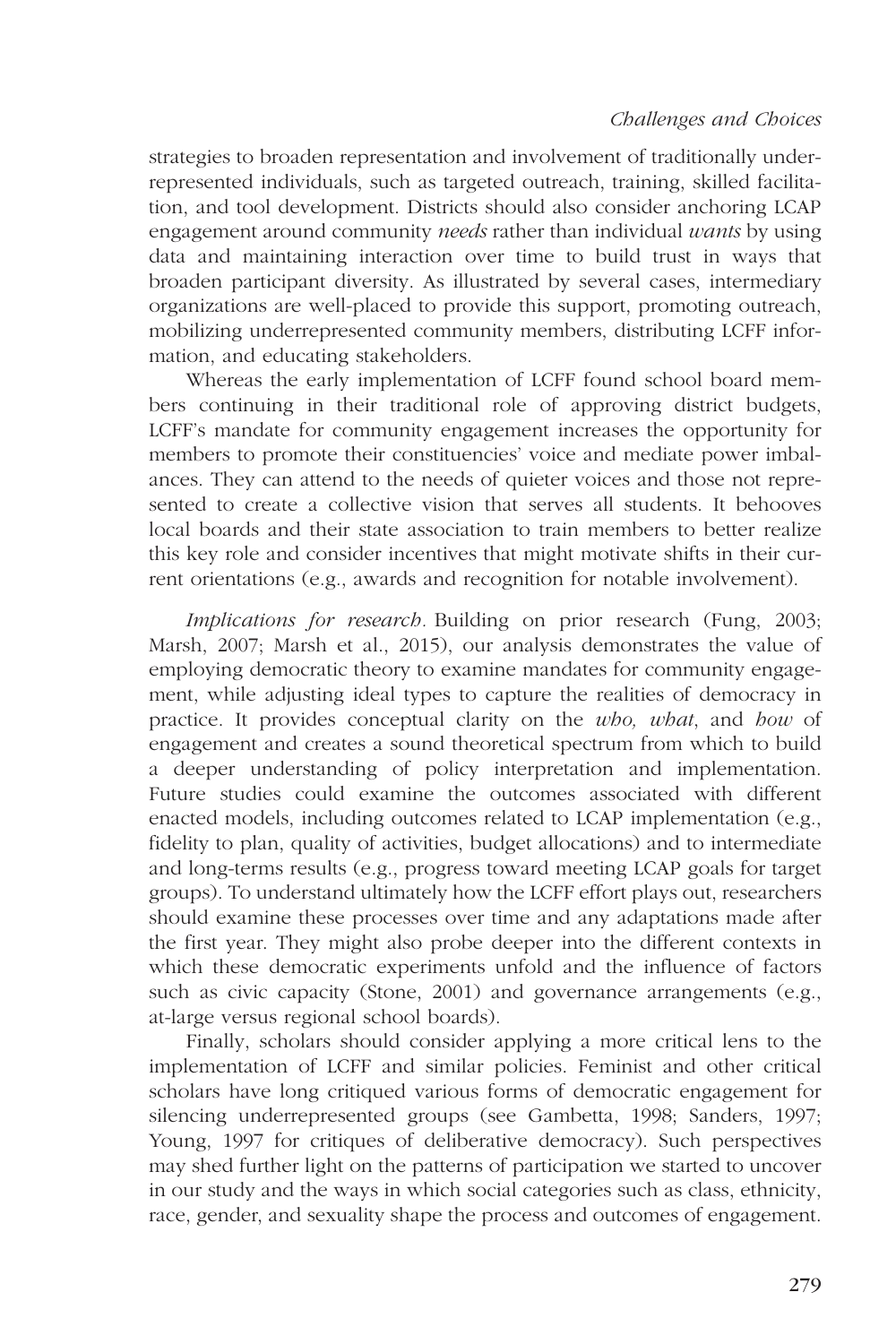strategies to broaden representation and involvement of traditionally underrepresented individuals, such as targeted outreach, training, skilled facilitation, and tool development. Districts should also consider anchoring LCAP engagement around community *needs* rather than individual *wants* by using data and maintaining interaction over time to build trust in ways that broaden participant diversity. As illustrated by several cases, intermediary organizations are well-placed to provide this support, promoting outreach, mobilizing underrepresented community members, distributing LCFF information, and educating stakeholders.

Whereas the early implementation of LCFF found school board members continuing in their traditional role of approving district budgets, LCFF's mandate for community engagement increases the opportunity for members to promote their constituencies' voice and mediate power imbalances. They can attend to the needs of quieter voices and those not represented to create a collective vision that serves all students. It behooves local boards and their state association to train members to better realize this key role and consider incentives that might motivate shifts in their current orientations (e.g., awards and recognition for notable involvement).

*Implications for research.* Building on prior research (Fung, 2003; Marsh, 2007; Marsh et al., 2015), our analysis demonstrates the value of employing democratic theory to examine mandates for community engagement, while adjusting ideal types to capture the realities of democracy in practice. It provides conceptual clarity on the *who, what*, and *how* of engagement and creates a sound theoretical spectrum from which to build a deeper understanding of policy interpretation and implementation. Future studies could examine the outcomes associated with different enacted models, including outcomes related to LCAP implementation (e.g., fidelity to plan, quality of activities, budget allocations) and to intermediate and long-terms results (e.g., progress toward meeting LCAP goals for target groups). To understand ultimately how the LCFF effort plays out, researchers should examine these processes over time and any adaptations made after the first year. They might also probe deeper into the different contexts in which these democratic experiments unfold and the influence of factors such as civic capacity (Stone, 2001) and governance arrangements (e.g., at-large versus regional school boards).

Finally, scholars should consider applying a more critical lens to the implementation of LCFF and similar policies. Feminist and other critical scholars have long critiqued various forms of democratic engagement for silencing underrepresented groups (see Gambetta, 1998; Sanders, 1997; Young, 1997 for critiques of deliberative democracy). Such perspectives may shed further light on the patterns of participation we started to uncover in our study and the ways in which social categories such as class, ethnicity, race, gender, and sexuality shape the process and outcomes of engagement.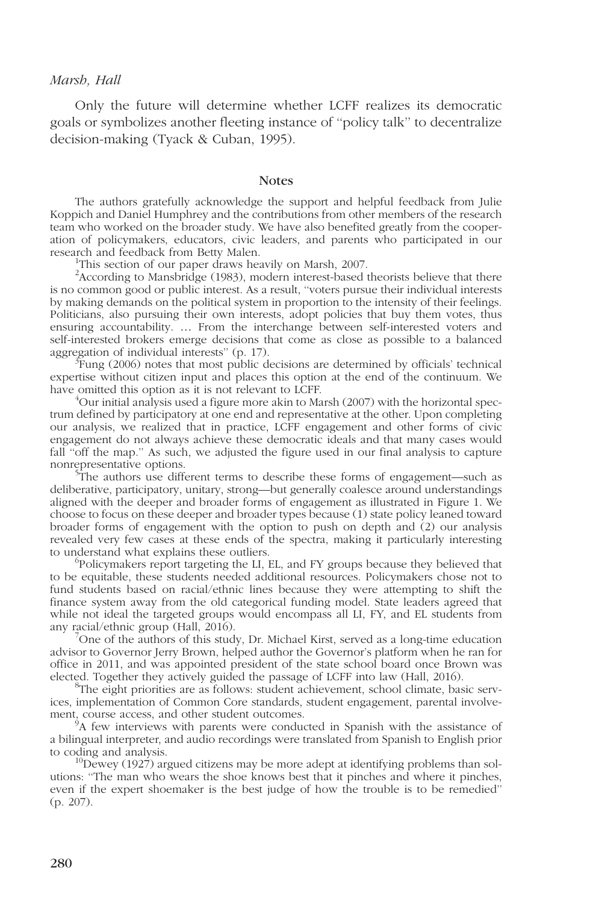Only the future will determine whether LCFF realizes its democratic goals or symbolizes another fleeting instance of "policy talk" to decentralize decision-making (Tyack & Cuban, 1995).

## Notes

The authors gratefully acknowledge the support and helpful feedback from Julie Koppich and Daniel Humphrey and the contributions from other members of the research team who worked on the broader study. We have also benefited greatly from the cooperation of policymakers, educators, civic leaders, and parents who participated in our research and feedback from Betty Malen.

[1]This section of our paper draws heavily on Marsh, 2007.

[2]According to Mansbridge (1983), modern interest-based theorists believe that there is no common good or public interest. As a result, "voters pursue their individual interests by making demands on the political system in proportion to the intensity of their feelings. Politicians, also pursuing their own interests, adopt policies that buy them votes, thus ensuring accountability. ... From the interchange between self-interested voters and self-interested brokers emerge decisions that come as close as possible to a balanced aggregation of individual interests" (p. 17).

[3]Fung (2006) notes that most public decisions are determined by officials' technical expertise without citizen input and places this option at the end of the continuum. We have omitted this option as it is not relevant to LCFF.

[4]Our initial analysis used a figure more akin to Marsh (2007) with the horizontal spectrum defined by participatory at one end and representative at the other. Upon completing our analysis, we realized that in practice, LCFF engagement and other forms of civic engagement do not always achieve these democratic ideals and that many cases would fall "off the map." As such, we adjusted the figure used in our final analysis to capture nonrepresentative options.

[5]The authors use different terms to describe these forms of engagement—such as deliberative, participatory, unitary, strong—but generally coalesce around understandings aligned with the deeper and broader forms of engagement as illustrated in Figure 1. We choose to focus on these deeper and broader types because (1) state policy leaned toward broader forms of engagement with the option to push on depth and (2) our analysis revealed very few cases at these ends of the spectra, making it particularly interesting to understand what explains these outliers.

[6]Policymakers report targeting the LI, EL, and FY groups because they believed that to be equitable, these students needed additional resources. Policymakers chose not to fund students based on racial/ethnic lines because they were attempting to shift the finance system away from the old categorical funding model. State leaders agreed that while not ideal the targeted groups would encompass all LI, FY, and EL students from any racial/ethnic group (Hall, 2016).

[7]One of the authors of this study, Dr. Michael Kirst, served as a long-time education advisor to Governor Jerry Brown, helped author the Governor's platform when he ran for office in 2011, and was appointed president of the state school board once Brown was elected. Together they actively guided the passage of LCFF into law (Hall, 2016).

[8]The eight priorities are as follows: student achievement, school climate, basic services, implementation of Common Core standards, student engagement, parental involvement, course access, and other student outcomes.

[9]A few interviews with parents were conducted in Spanish with the assistance of a bilingual interpreter, and audio recordings were translated from Spanish to English prior to coding and analysis.

[10]Dewey (1927) argued citizens may be more adept at identifying problems than solutions: "The man who wears the shoe knows best that it pinches and where it pinches, even if the expert shoemaker is the best judge of how the trouble is to be remedied" (p. 207).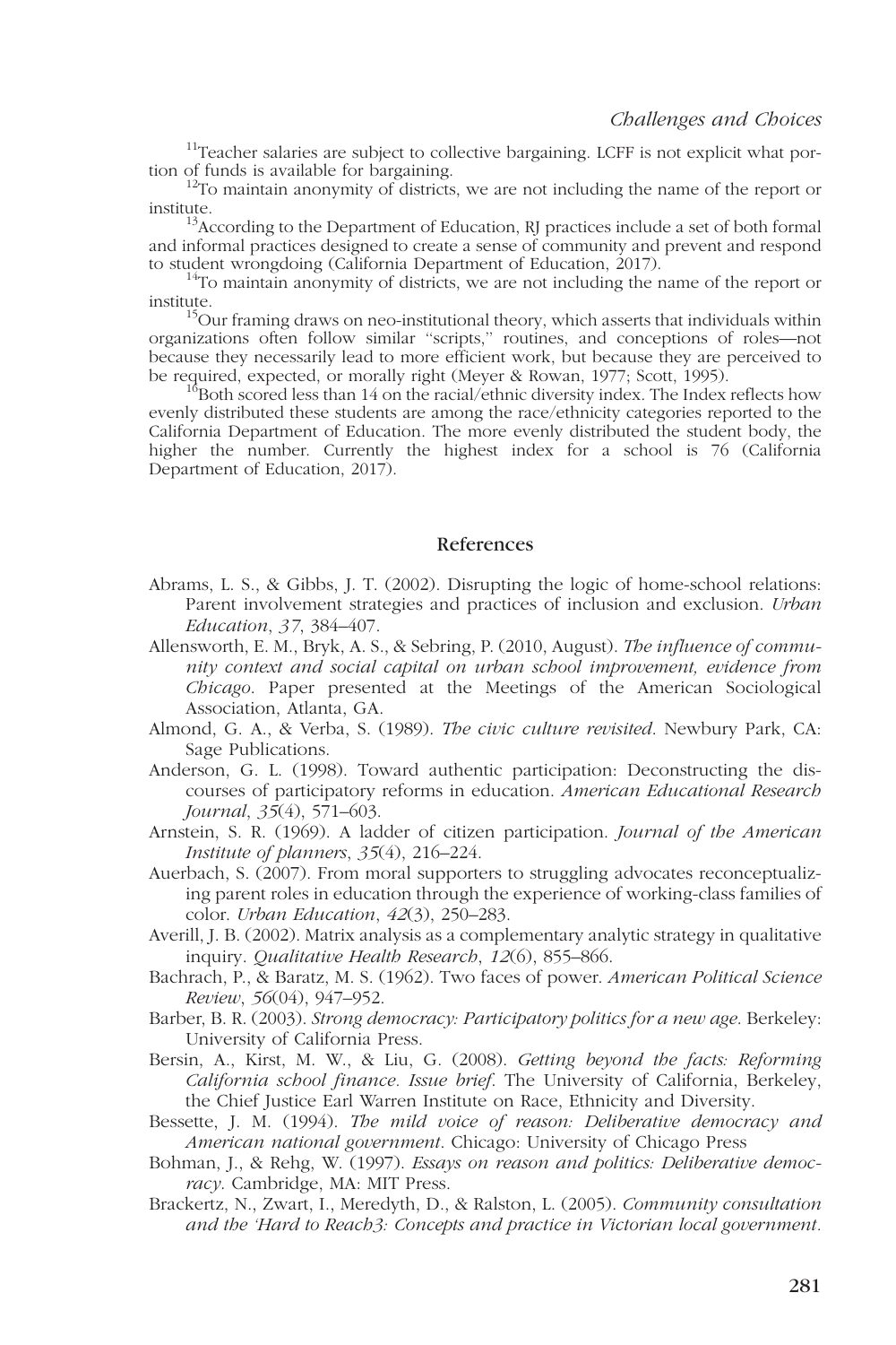[11]Teacher salaries are subject to collective bargaining. LCFF is not explicit what portion of funds is available for bargaining.

[12]To maintain anonymity of districts, we are not including the name of the report or institute.

[13]According to the Department of Education, RJ practices include a set of both formal and informal practices designed to create a sense of community and prevent and respond to student wrongdoing (California Department of Education, 2017).

[14]To maintain anonymity of districts, we are not including the name of the report or institute.

[15]Our framing draws on neo-institutional theory, which asserts that individuals within organizations often follow similar "scripts," routines, and conceptions of roles—not because they necessarily lead to more efficient work, but because they are perceived to be required, expected, or morally right (Meyer & Rowan, 1977; Scott, 1995).

[16]Both scored less than 14 on the racial/ethnic diversity index. The Index reflects how evenly distributed these students are among the race/ethnicity categories reported to the California Department of Education. The more evenly distributed the student body, the higher the number. Currently the highest index for a school is 76 (California Department of Education, 2017).

## References

Abrams, L. S., & Gibbs, J. T. (2002). Disrupting the logic of home-school relations: Parent involvement strategies and practices of inclusion and exclusion. *Urban Education*, *37*, 384–407.

Allensworth, E. M., Bryk, A. S., & Sebring, P. (2010, August). *The influence of community context and social capital on urban school improvement, evidence from Chicago*. Paper presented at the Meetings of the American Sociological Association, Atlanta, GA.

Almond, G. A., & Verba, S. (1989). *The civic culture revisited*. Newbury Park, CA: Sage Publications.

Anderson, G. L. (1998). Toward authentic participation: Deconstructing the discourses of participatory reforms in education. *American Educational Research Journal*, *35*(4), 571–603.

Arnstein, S. R. (1969). A ladder of citizen participation. *Journal of the American Institute of planners*, *35*(4), 216–224.

Auerbach, S. (2007). From moral supporters to struggling advocates reconceptualizing parent roles in education through the experience of working-class families of color. *Urban Education*, *42*(3), 250–283.

Averill, J. B. (2002). Matrix analysis as a complementary analytic strategy in qualitative inquiry. *Qualitative Health Research*, *12*(6), 855–866.

Bachrach, P., & Baratz, M. S. (1962). Two faces of power. *American Political Science Review*, *56*(04), 947–952.

Barber, B. R. (2003). *Strong democracy: Participatory politics for a new age*. Berkeley: University of California Press.

Bersin, A., Kirst, M. W., & Liu, G. (2008). *Getting beyond the facts: Reforming California school finance. Issue brief*. The University of California, Berkeley, the Chief Justice Earl Warren Institute on Race, Ethnicity and Diversity.

Bessette, J. M. (1994). *The mild voice of reason: Deliberative democracy and American national government*. Chicago: University of Chicago Press

Bohman, J., & Rehg, W. (1997). *Essays on reason and politics: Deliberative democracy*. Cambridge, MA: MIT Press.

Brackertz, N., Zwart, I., Meredyth, D., & Ralston, L. (2005). *Community consultation and the 'Hard to Reach3: Concepts and practice in Victorian local government*.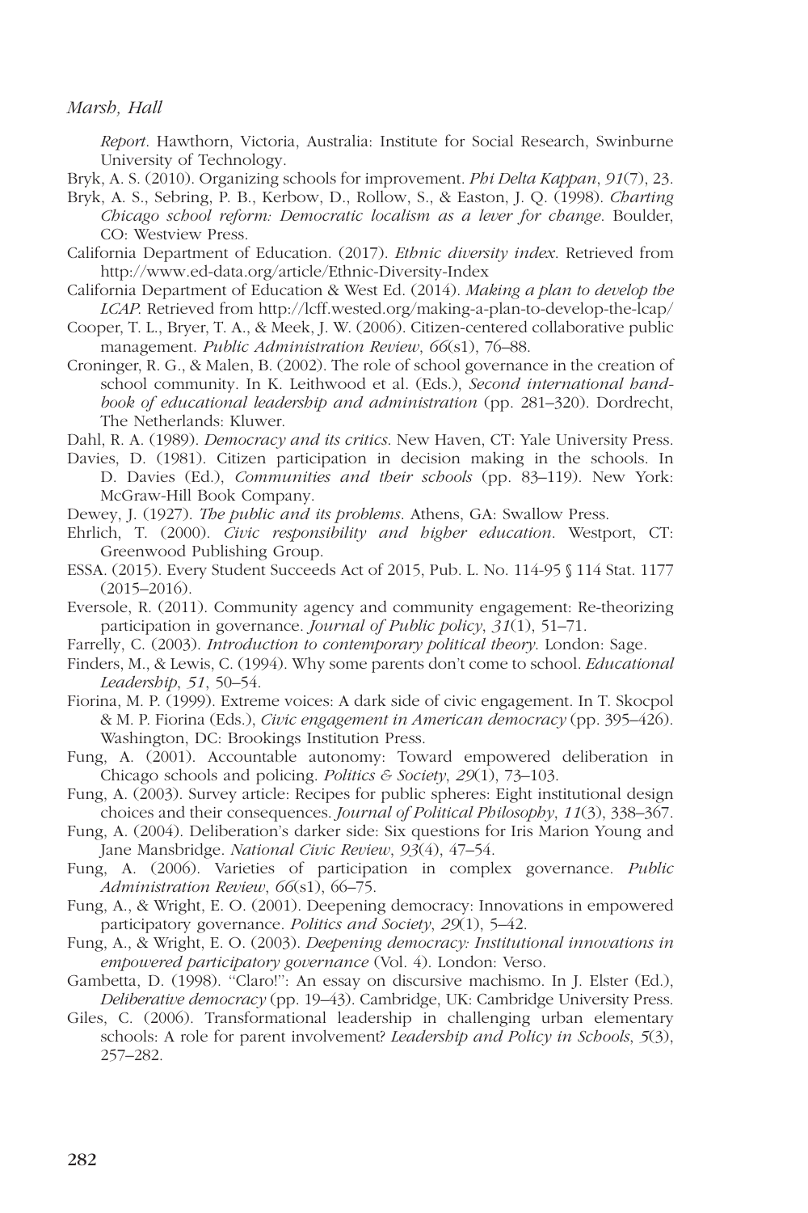*Report*. Hawthorn, Victoria, Australia: Institute for Social Research, Swinburne University of Technology.

Bryk, A. S. (2010). Organizing schools for improvement. *Phi Delta Kappan*, *91*(7), 23.

Bryk, A. S., Sebring, P. B., Kerbow, D., Rollow, S., & Easton, J. Q. (1998). *Charting Chicago school reform: Democratic localism as a lever for change*. Boulder, CO: Westview Press.

California Department of Education. (2017). *Ethnic diversity index*. Retrieved from http://www.ed-data.org/article/Ethnic-Diversity-Index

California Department of Education & West Ed. (2014). *Making a plan to develop the LCAP*. Retrieved from http://lcff.wested.org/making-a-plan-to-develop-the-lcap/

Cooper, T. L., Bryer, T. A., & Meek, J. W. (2006). Citizen-centered collaborative public management. *Public Administration Review*, *66*(s1), 76–88.

Croninger, R. G., & Malen, B. (2002). The role of school governance in the creation of school community. In K. Leithwood et al. (Eds.), *Second international handbook of educational leadership and administration* (pp. 281–320). Dordrecht, The Netherlands: Kluwer.

Dahl, R. A. (1989). *Democracy and its critics*. New Haven, CT: Yale University Press.

Davies, D. (1981). Citizen participation in decision making in the schools. In D. Davies (Ed.), *Communities and their schools* (pp. 83–119). New York: McGraw-Hill Book Company.

Dewey, J. (1927). *The public and its problems*. Athens, GA: Swallow Press.

Ehrlich, T. (2000). *Civic responsibility and higher education*. Westport, CT: Greenwood Publishing Group.

ESSA. (2015). Every Student Succeeds Act of 2015, Pub. L. No. 114-95 § 114 Stat. 1177 (2015–2016).

Eversole, R. (2011). Community agency and community engagement: Re-theorizing participation in governance. *Journal of Public policy*, *31*(1), 51–71.

Farrelly, C. (2003). *Introduction to contemporary political theory*. London: Sage.

Finders, M., & Lewis, C. (1994). Why some parents don't come to school. *Educational Leadership*, *51*, 50–54.

Fiorina, M. P. (1999). Extreme voices: A dark side of civic engagement. In T. Skocpol & M. P. Fiorina (Eds.), *Civic engagement in American democracy* (pp. 395–426). Washington, DC: Brookings Institution Press.

Fung, A. (2001). Accountable autonomy: Toward empowered deliberation in Chicago schools and policing. *Politics & Society*, *29*(1), 73–103.

Fung, A. (2003). Survey article: Recipes for public spheres: Eight institutional design choices and their consequences. *Journal of Political Philosophy*, *11*(3), 338–367.

Fung, A. (2004). Deliberation's darker side: Six questions for Iris Marion Young and Jane Mansbridge. *National Civic Review*, *93*(4), 47–54.

Fung, A. (2006). Varieties of participation in complex governance. *Public Administration Review*, *66*(s1), 66–75.

Fung, A., & Wright, E. O. (2001). Deepening democracy: Innovations in empowered participatory governance. *Politics and Society*, *29*(1), 5–42.

Fung, A., & Wright, E. O. (2003). *Deepening democracy: Institutional innovations in empowered participatory governance* (Vol. 4). London: Verso.

Gambetta, D. (1998). "Claro!": An essay on discursive machismo. In J. Elster (Ed.), *Deliberative democracy* (pp. 19–43). Cambridge, UK: Cambridge University Press.

Giles, C. (2006). Transformational leadership in challenging urban elementary schools: A role for parent involvement? *Leadership and Policy in Schools*, *5*(3), 257–282.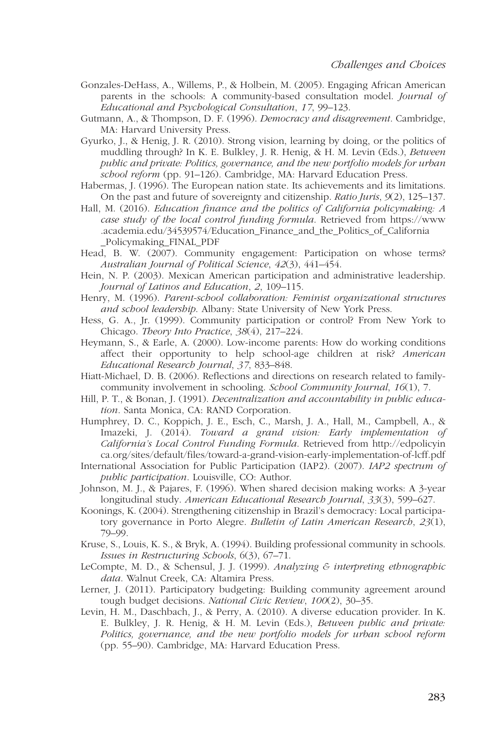Gonzales-DeHass, A., Willems, P., & Holbein, M. (2005). Engaging African American parents in the schools: A community-based consultation model. *Journal of Educational and Psychological Consultation*, *17*, 99–123.

Gutmann, A., & Thompson, D. F. (1996). *Democracy and disagreement*. Cambridge, MA: Harvard University Press.

Gyurko, J., & Henig, J. R. (2010). Strong vision, learning by doing, or the politics of muddling through? In K. E. Bulkley, J. R. Henig, & H. M. Levin (Eds.), *Between public and private: Politics, governance, and the new portfolio models for urban school reform* (pp. 91–126). Cambridge, MA: Harvard Education Press.

Habermas, J. (1996). The European nation state. Its achievements and its limitations. On the past and future of sovereignty and citizenship. *Ratio Juris*, *9*(2), 125–137.

Hall, M. (2016). *Education finance and the politics of California policymaking: A case study of the local control funding formula*. Retrieved from https://www.academia.edu/34539574/Education_Finance_and_the_Politics_of_California_Policymaking_FINAL_PDF

Head, B. W. (2007). Community engagement: Participation on whose terms? *Australian Journal of Political Science*, *42*(3), 441–454.

Hein, N. P. (2003). Mexican American participation and administrative leadership. *Journal of Latinos and Education*, *2*, 109–115.

Henry, M. (1996). *Parent-school collaboration: Feminist organizational structures and school leadership*. Albany: State University of New York Press.

Hess, G. A., Jr. (1999). Community participation or control? From New York to Chicago. *Theory Into Practice*, *38*(4), 217–224.

Heymann, S., & Earle, A. (2000). Low-income parents: How do working conditions affect their opportunity to help school-age children at risk? *American Educational Research Journal*, *37*, 833–848.

Hiatt-Michael, D. B. (2006). Reflections and directions on research related to family-community involvement in schooling. *School Community Journal*, *16*(1), 7.

Hill, P. T., & Bonan, J. (1991). *Decentralization and accountability in public education*. Santa Monica, CA: RAND Corporation.

Humphrey, D. C., Koppich, J. E., Esch, C., Marsh, J. A., Hall, M., Campbell, A., & Imazeki, J. (2014). *Toward a grand vision: Early implementation of California's Local Control Funding Formula*. Retrieved from http://edpolicyinca.org/sites/default/files/toward-a-grand-vision-early-implementation-of-lcff.pdf

International Association for Public Participation (IAP2). (2007). *IAP2 spectrum of public participation*. Louisville, CO: Author.

Johnson, M. J., & Pajares, F. (1996). When shared decision making works: A 3-year longitudinal study. *American Educational Research Journal*, *33*(3), 599–627.

Koonings, K. (2004). Strengthening citizenship in Brazil's democracy: Local participatory governance in Porto Alegre. *Bulletin of Latin American Research*, *23*(1), 79–99.

Kruse, S., Louis, K. S., & Bryk, A. (1994). Building professional community in schools. *Issues in Restructuring Schools*, 6(3), 67–71.

LeCompte, M. D., & Schensul, J. J. (1999). *Analyzing & interpreting ethnographic data*. Walnut Creek, CA: Altamira Press.

Lerner, J. (2011). Participatory budgeting: Building community agreement around tough budget decisions. *National Civic Review*, *100*(2), 30–35.

Levin, H. M., Daschbach, J., & Perry, A. (2010). A diverse education provider. In K. E. Bulkley, J. R. Henig, & H. M. Levin (Eds.), *Between public and private: Politics, governance, and the new portfolio models for urban school reform* (pp. 55–90). Cambridge, MA: Harvard Education Press.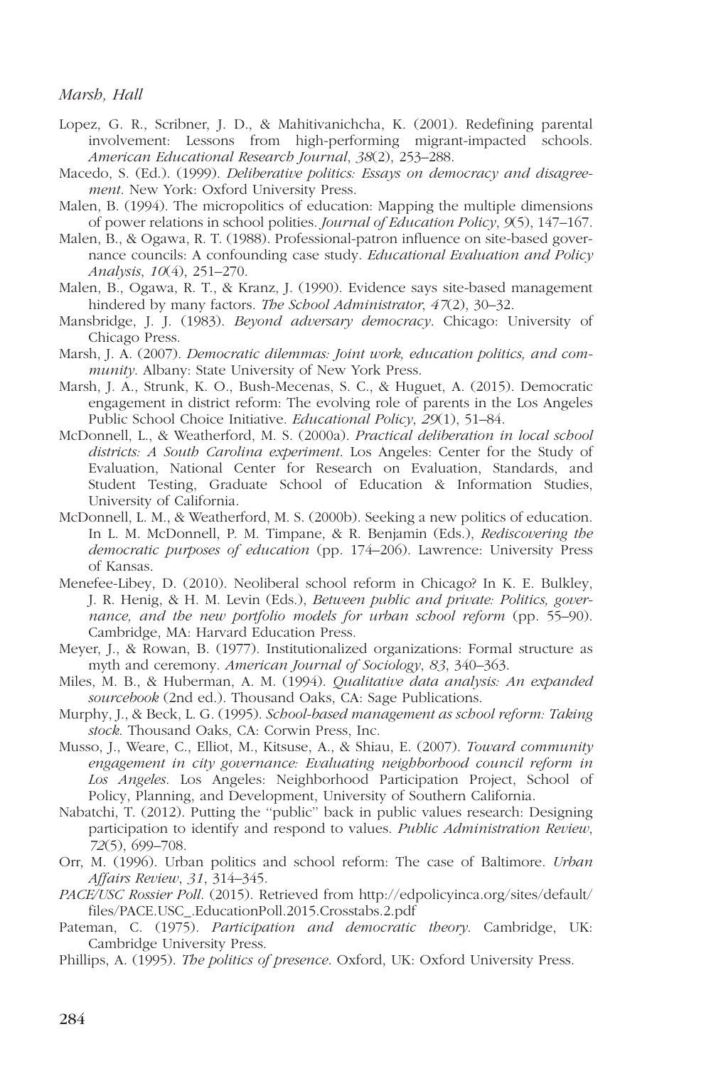Lopez, G. R., Scribner, J. D., & Mahitivanichcha, K. (2001). Redefining parental involvement: Lessons from high-performing migrant-impacted schools. *American Educational Research Journal*, *38*(2), 253–288.

Macedo, S. (Ed.). (1999). *Deliberative politics: Essays on democracy and disagreement*. New York: Oxford University Press.

Malen, B. (1994). The micropolitics of education: Mapping the multiple dimensions of power relations in school polities. *Journal of Education Policy*, *9*(5), 147–167.

Malen, B., & Ogawa, R. T. (1988). Professional-patron influence on site-based governance councils: A confounding case study. *Educational Evaluation and Policy Analysis*, *10*(4), 251–270.

Malen, B., Ogawa, R. T., & Kranz, J. (1990). Evidence says site-based management hindered by many factors. *The School Administrator*, *47*(2), 30–32.

Mansbridge, J. J. (1983). *Beyond adversary democracy*. Chicago: University of Chicago Press.

Marsh, J. A. (2007). *Democratic dilemmas: Joint work, education politics, and community*. Albany: State University of New York Press.

Marsh, J. A., Strunk, K. O., Bush-Mecenas, S. C., & Huguet, A. (2015). Democratic engagement in district reform: The evolving role of parents in the Los Angeles Public School Choice Initiative. *Educational Policy*, *29*(1), 51–84.

McDonnell, L., & Weatherford, M. S. (2000a). *Practical deliberation in local school districts: A South Carolina experiment*. Los Angeles: Center for the Study of Evaluation, National Center for Research on Evaluation, Standards, and Student Testing, Graduate School of Education & Information Studies, University of California.

McDonnell, L. M., & Weatherford, M. S. (2000b). Seeking a new politics of education. In L. M. McDonnell, P. M. Timpane, & R. Benjamin (Eds.), *Rediscovering the democratic purposes of education* (pp. 174–206). Lawrence: University Press of Kansas.

Menefee-Libey, D. (2010). Neoliberal school reform in Chicago? In K. E. Bulkley, J. R. Henig, & H. M. Levin (Eds.), *Between public and private: Politics, governance, and the new portfolio models for urban school reform* (pp. 55–90). Cambridge, MA: Harvard Education Press.

Meyer, J., & Rowan, B. (1977). Institutionalized organizations: Formal structure as myth and ceremony. *American Journal of Sociology*, *83*, 340–363.

Miles, M. B., & Huberman, A. M. (1994). *Qualitative data analysis: An expanded sourcebook* (2nd ed.). Thousand Oaks, CA: Sage Publications.

Murphy, J., & Beck, L. G. (1995). *School-based management as school reform: Taking stock*. Thousand Oaks, CA: Corwin Press, Inc.

Musso, J., Weare, C., Elliot, M., Kitsuse, A., & Shiau, E. (2007). *Toward community engagement in city governance: Evaluating neighborhood council reform in Los Angeles*. Los Angeles: Neighborhood Participation Project, School of Policy, Planning, and Development, University of Southern California.

Nabatchi, T. (2012). Putting the "public" back in public values research: Designing participation to identify and respond to values. *Public Administration Review*, *72*(5), 699–708.

Orr, M. (1996). Urban politics and school reform: The case of Baltimore. *Urban Affairs Review*, *31*, 314–345.

*PACE/USC Rossier Poll*. (2015). Retrieved from http://edpolicyinca.org/sites/default/files/PACE.USC_.EducationPoll.2015.Crosstabs.2.pdf

Pateman, C. (1975). *Participation and democratic theory*. Cambridge, UK: Cambridge University Press.

Phillips, A. (1995). *The politics of presence*. Oxford, UK: Oxford University Press.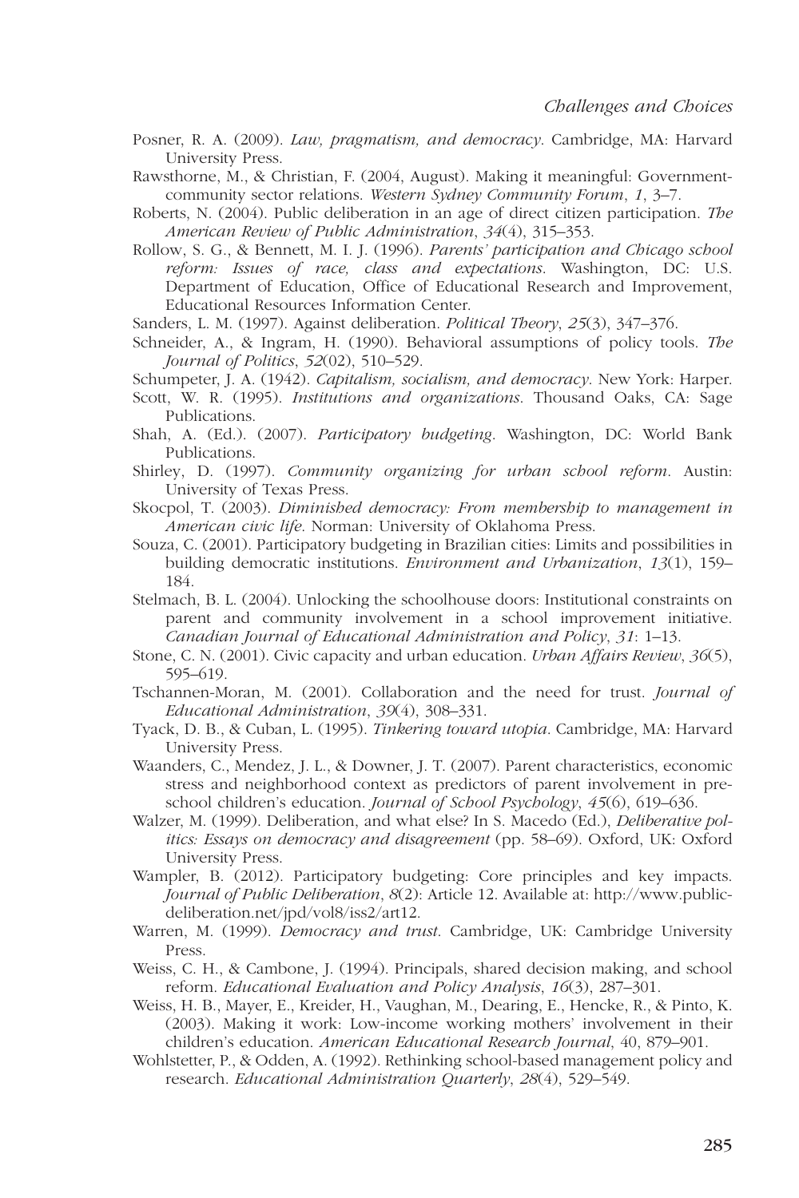Posner, R. A. (2009). *Law, pragmatism, and democracy*. Cambridge, MA: Harvard University Press.

Rawsthorne, M., & Christian, F. (2004, August). Making it meaningful: Government-community sector relations. *Western Sydney Community Forum*, *1*, 3–7.

Roberts, N. (2004). Public deliberation in an age of direct citizen participation. *The American Review of Public Administration*, *34*(4), 315–353.

Rollow, S. G., & Bennett, M. I. J. (1996). *Parents' participation and Chicago school reform: Issues of race, class and expectations*. Washington, DC: U.S. Department of Education, Office of Educational Research and Improvement, Educational Resources Information Center.

Sanders, L. M. (1997). Against deliberation. *Political Theory*, *25*(3), 347–376.

Schneider, A., & Ingram, H. (1990). Behavioral assumptions of policy tools. *The Journal of Politics*, *52*(02), 510–529.

Schumpeter, J. A. (1942). *Capitalism, socialism, and democracy*. New York: Harper.

Scott, W. R. (1995). *Institutions and organizations*. Thousand Oaks, CA: Sage Publications.

Shah, A. (Ed.). (2007). *Participatory budgeting*. Washington, DC: World Bank Publications.

Shirley, D. (1997). *Community organizing for urban school reform*. Austin: University of Texas Press.

Skocpol, T. (2003). *Diminished democracy: From membership to management in American civic life*. Norman: University of Oklahoma Press.

Souza, C. (2001). Participatory budgeting in Brazilian cities: Limits and possibilities in building democratic institutions. *Environment and Urbanization*, *13*(1), 159–184.

Stelmach, B. L. (2004). Unlocking the schoolhouse doors: Institutional constraints on parent and community involvement in a school improvement initiative. *Canadian Journal of Educational Administration and Policy*, *31*: 1–13.

Stone, C. N. (2001). Civic capacity and urban education. *Urban Affairs Review*, *36*(5), 595–619.

Tschannen-Moran, M. (2001). Collaboration and the need for trust. *Journal of Educational Administration*, *39*(4), 308–331.

Tyack, D. B., & Cuban, L. (1995). *Tinkering toward utopia*. Cambridge, MA: Harvard University Press.

Waanders, C., Mendez, J. L., & Downer, J. T. (2007). Parent characteristics, economic stress and neighborhood context as predictors of parent involvement in preschool children's education. *Journal of School Psychology*, *45*(6), 619–636.

Walzer, M. (1999). Deliberation, and what else? In S. Macedo (Ed.), *Deliberative politics: Essays on democracy and disagreement* (pp. 58–69). Oxford, UK: Oxford University Press.

Wampler, B. (2012). Participatory budgeting: Core principles and key impacts. *Journal of Public Deliberation*, *8*(2): Article 12. Available at: http://www.publicdeliberation.net/jpd/vol8/iss2/art12.

Warren, M. (1999). *Democracy and trust*. Cambridge, UK: Cambridge University Press.

Weiss, C. H., & Cambone, J. (1994). Principals, shared decision making, and school reform. *Educational Evaluation and Policy Analysis*, *16*(3), 287–301.

Weiss, H. B., Mayer, E., Kreider, H., Vaughan, M., Dearing, E., Hencke, R., & Pinto, K. (2003). Making it work: Low-income working mothers' involvement in their children's education. *American Educational Research Journal*, 40, 879–901.

Wohlstetter, P., & Odden, A. (1992). Rethinking school-based management policy and research. *Educational Administration Quarterly*, *28*(4), 529–549.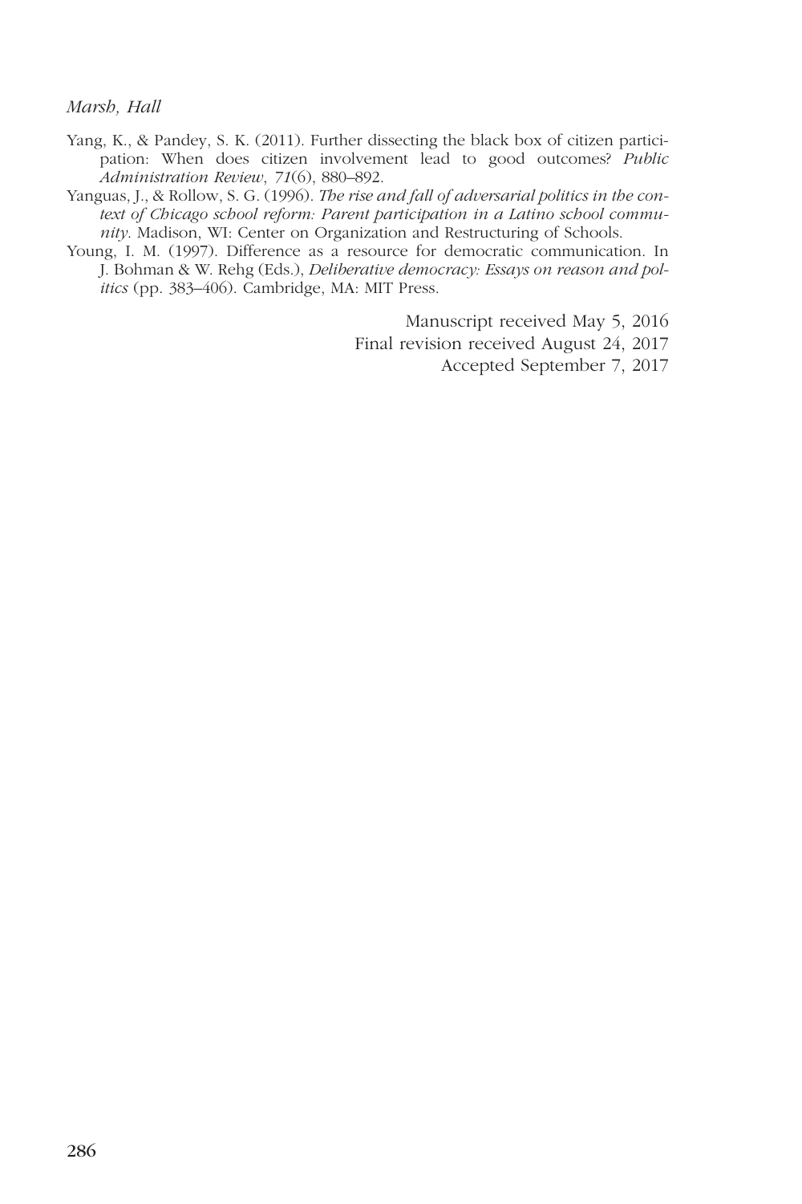Yang, K., & Pandey, S. K. (2011). Further dissecting the black box of citizen participation: When does citizen involvement lead to good outcomes? *Public Administration Review*, *71*(6), 880–892.

Yanguas, J., & Rollow, S. G. (1996). *The rise and fall of adversarial politics in the context of Chicago school reform: Parent participation in a Latino school community*. Madison, WI: Center on Organization and Restructuring of Schools.

Young, I. M. (1997). Difference as a resource for democratic communication. In J. Bohman & W. Rehg (Eds.), *Deliberative democracy: Essays on reason and politics* (pp. 383–406). Cambridge, MA: MIT Press.

Manuscript received May 5, 2016
Final revision received August 24, 2017
Accepted September 7, 2017